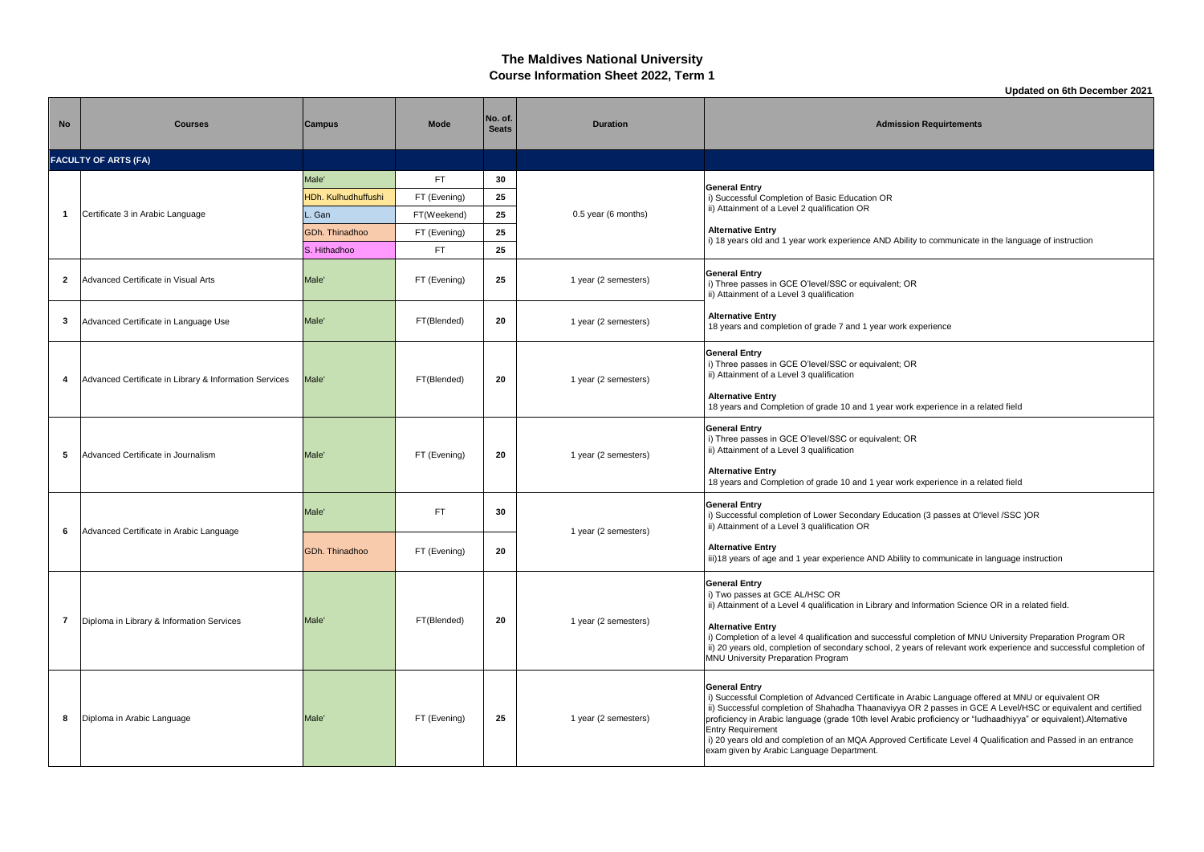# The Maldives National University
## Course Information Sheet 2022, Term 1

**Updated on 6th December 2021**

| No | Courses | Campus | Mode | No. of. Seats | Duration | Admission Requirtements |
|---|---|---|---|---|---|---|
| **FACULTY OF ARTS (FA)** | | | | | | |
| 1 | Certificate 3 in Arabic Language | Male' | FT | 30 | 0.5 year (6 months) | **General Entry**<br>i) Successful Completion of Basic Education OR<br>ii) Attainment of a Level 2 qualification OR<br><br>**Alternative Entry**<br>i) 18 years old and 1 year work experience AND Ability to communicate in the language of instruction |
| | | HDh. Kulhudhuffushi | FT (Evening) | 25 | | |
| | | L. Gan | FT(Weekend) | 25 | | |
| | | GDh. Thinadhoo | FT (Evening) | 25 | | |
| | | S. Hithadhoo | FT | 25 | | |
| 2 | Advanced Certificate in Visual Arts | Male' | FT (Evening) | 25 | 1 year (2 semesters) | **General Entry**<br>i) Three passes in GCE O'level/SSC or equivalent; OR<br>ii) Attainment of a Level 3 qualification<br><br>**Alternative Entry**<br>18 years and completion of grade 7 and 1 year work experience |
| 3 | Advanced Certificate in Language Use | Male' | FT(Blended) | 20 | 1 year (2 semesters) | |
| 4 | Advanced Certificate in Library & Information Services | Male' | FT(Blended) | 20 | 1 year (2 semesters) | **General Entry**<br>i) Three passes in GCE O'level/SSC or equivalent; OR<br>ii) Attainment of a Level 3 qualification<br><br>**Alternative Entry**<br>18 years and Completion of grade 10 and 1 year work experience in a related field |
| 5 | Advanced Certificate in Journalism | Male' | FT (Evening) | 20 | 1 year (2 semesters) | **General Entry**<br>i) Three passes in GCE O'level/SSC or equivalent; OR<br>ii) Attainment of a Level 3 qualification<br><br>**Alternative Entry**<br>18 years and Completion of grade 10 and 1 year work experience in a related field |
| 6 | Advanced Certificate in Arabic Language | Male' | FT | 30 | 1 year (2 semesters) | **General Entry**<br>i) Successful completion of Lower Secondary Education (3 passes at O'level /SSC )OR<br>ii) Attainment of a Level 3 qualification OR<br><br>**Alternative Entry**<br>iii)18 years of age and 1 year experience AND Ability to communicate in language instruction |
| | | GDh. Thinadhoo | FT (Evening) | 20 | | |
| 7 | Diploma in Library & Information Services | Male' | FT(Blended) | 20 | 1 year (2 semesters) | **General Entry**<br>i) Two passes at GCE AL/HSC OR<br>ii) Attainment of a Level 4 qualification in Library and Information Science OR in a related field.<br><br>**Alternative Entry**<br>i) Completion of a level 4 qualification and successful completion of MNU University Preparation Program OR<br>ii) 20 years old, completion of secondary school, 2 years of relevant work experience and successful completion of MNU University Preparation Program |
| 8 | Diploma in Arabic Language | Male' | FT (Evening) | 25 | 1 year (2 semesters) | **General Entry**<br>i) Successful Completion of Advanced Certificate in Arabic Language offered at MNU or equivalent OR<br>ii) Successful completion of Shahadha Thaanaviyya OR 2 passes in GCE A Level/HSC or equivalent and certified proficiency in Arabic language (grade 10th level Arabic proficiency or "Iudhaadhiyya" or equivalent).Alternative Entry Requirement<br>i) 20 years old and completion of an MQA Approved Certificate Level 4 Qualification and Passed in an entrance exam given by Arabic Language Department. |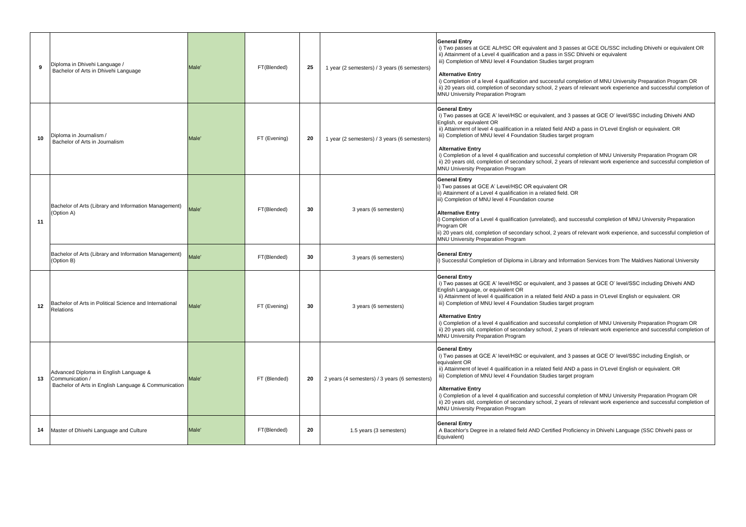| | | | | | | |
|---|---|---|---|---|---|---|
| 9 | Diploma in Dhivehi Language / Bachelor of Arts in Dhivehi Language | Male' | FT(Blended) | 25 | 1 year (2 semesters) / 3 years (6 semesters) | **General Entry**<br>i) Two passes at GCE AL/HSC OR equivalent and 3 passes at GCE OL/SSC including Dhivehi or equivalent OR<br>ii) Attainment of a Level 4 qualification and a pass in SSC Dhivehi or equivalent<br>iii) Completion of MNU level 4 Foundation Studies target program<br><br>**Alternative Entry**<br>i) Completion of a level 4 qualification and successful completion of MNU University Preparation Program OR<br>ii) 20 years old, completion of secondary school, 2 years of relevant work experience and successful completion of MNU University Preparation Program |
| 10 | Diploma in Journalism / Bachelor of Arts in Journalism | Male' | FT (Evening) | 20 | 1 year (2 semesters) / 3 years (6 semesters) | **General Entry**<br>i) Two passes at GCE A' level/HSC or equivalent, and 3 passes at GCE O' level/SSC including Dhivehi AND English, or equivalent OR<br>ii) Attainment of level 4 qualification in a related field AND a pass in O'Level English or equivalent. OR<br>iii) Completion of MNU level 4 Foundation Studies target program<br><br>**Alternative Entry**<br>i) Completion of a level 4 qualification and successful completion of MNU University Preparation Program OR<br>ii) 20 years old, completion of secondary school, 2 years of relevant work experience and successful completion of MNU University Preparation Program |
| 11 | Bachelor of Arts (Library and Information Management) (Option A) | Male' | FT(Blended) | 30 | 3 years (6 semesters) | **General Entry**<br>i) Two passes at GCE A' Level/HSC OR equivalent OR<br>ii) Attainment of a Level 4 qualification in a related field. OR<br>iii) Completion of MNU level 4 Foundation course<br><br>**Alternative Entry**<br>i) Completion of a Level 4 qualification (unrelated), and successful completion of MNU University Preparation Program OR<br>ii) 20 years old, completion of secondary school, 2 years of relevant work experience, and successful completion of MNU University Preparation Program |
| | Bachelor of Arts (Library and Information Management) (Option B) | Male' | FT(Blended) | 30 | 3 years (6 semesters) | **General Entry**<br>i) Successful Completion of Diploma in Library and Information Services from The Maldives National University |
| 12 | Bachelor of Arts in Political Science and International Relations | Male' | FT (Evening) | 30 | 3 years (6 semesters) | **General Entry**<br>i) Two passes at GCE A' level/HSC or equivalent, and 3 passes at GCE O' level/SSC including Dhivehi AND English Language, or equivalent OR<br>ii) Attainment of level 4 qualification in a related field AND a pass in O'Level English or equivalent. OR<br>iii) Completion of MNU level 4 Foundation Studies target program<br><br>**Alternative Entry**<br>i) Completion of a level 4 qualification and successful completion of MNU University Preparation Program OR<br>ii) 20 years old, completion of secondary school, 2 years of relevant work experience and successful completion of MNU University Preparation Program |
| 13 | Advanced Diploma in English Language & Communication / Bachelor of Arts in English Language & Communication | Male' | FT (Blended) | 20 | 2 years (4 semesters) / 3 years (6 semesters) | **General Entry**<br>i) Two passes at GCE A' level/HSC or equivalent, and 3 passes at GCE O' level/SSC including English, or equivalent OR<br>ii) Attainment of level 4 qualification in a related field AND a pass in O'Level English or equivalent. OR<br>iii) Completion of MNU level 4 Foundation Studies target program<br><br>**Alternative Entry**<br>i) Completion of a level 4 qualification and successful completion of MNU University Preparation Program OR<br>ii) 20 years old, completion of secondary school, 2 years of relevant work experience and successful completion of MNU University Preparation Program |
| 14 | Master of Dhivehi Language and Culture | Male' | FT(Blended) | 20 | 1.5 years (3 semesters) | **General Entry**<br>A Bacehlor's Degree in a related field AND Certified Proficiency in Dhivehi Language (SSC Dhivehi pass or Equivalent) |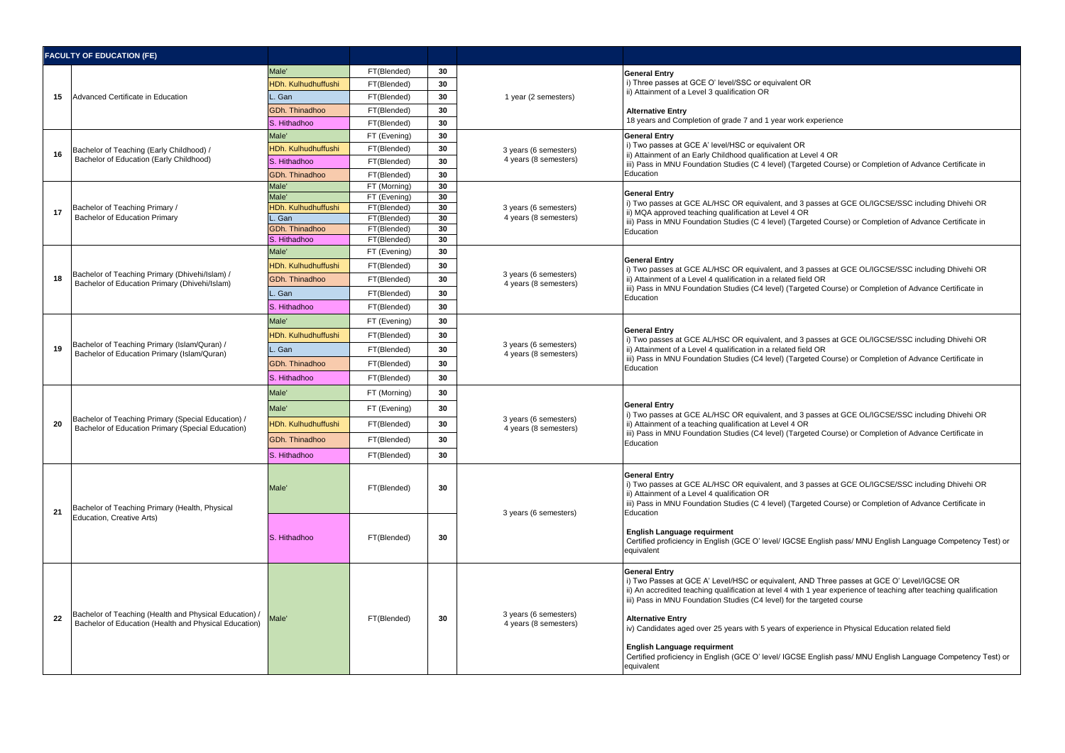| FACULTY OF EDUCATION (FE) | | | | | | |
|---|---|---|---|---|---|---|
| 15 | Advanced Certificate in Education | Male' | FT(Blended) | 30 | 1 year (2 semesters) | **General Entry**<br>i) Three passes at GCE O' level/SSC or equivalent OR<br>ii) Attainment of a Level 3 qualification OR<br><br>**Alternative Entry**<br>18 years and Completion of grade 7 and 1 year work experience |
| | | HDh. Kulhudhuffushi | FT(Blended) | 30 | | |
| | | L. Gan | FT(Blended) | 30 | | |
| | | GDh. Thinadhoo | FT(Blended) | 30 | | |
| | | S. Hithadhoo | FT(Blended) | 30 | | |
| 16 | Bachelor of Teaching (Early Childhood) / Bachelor of Education (Early Childhood) | Male' | FT (Evening) | 30 | 3 years (6 semesters)<br>4 years (8 semesters) | **General Entry**<br>i) Two passes at GCE A' level/HSC or equivalent OR<br>ii) Attainment of an Early Childhood qualification at Level 4 OR<br>iii) Pass in MNU Foundation Studies (C 4 level) (Targeted Course) or Completion of Advance Certificate in Education |
| | | HDh. Kulhudhuffushi | FT(Blended) | 30 | | |
| | | S. Hithadhoo | FT(Blended) | 30 | | |
| | | GDh. Thinadhoo | FT(Blended) | 30 | | |
| 17 | Bachelor of Teaching Primary / Bachelor of Education Primary | Male' | FT (Morning) | 30 | 3 years (6 semesters)<br>4 years (8 semesters) | **General Entry**<br>i) Two passes at GCE AL/HSC OR equivalent, and 3 passes at GCE OL/IGCSE/SSC including Dhivehi OR<br>ii) MQA approved teaching qualification at Level 4 OR<br>iii) Pass in MNU Foundation Studies (C 4 level) (Targeted Course) or Completion of Advance Certificate in Education |
| | | Male' | FT (Evening) | 30 | | |
| | | HDh. Kulhudhuffushi | FT(Blended) | 30 | | |
| | | L. Gan | FT(Blended) | 30 | | |
| | | GDh. Thinadhoo | FT(Blended) | 30 | | |
| | | S. Hithadhoo | FT(Blended) | 30 | | |
| 18 | Bachelor of Teaching Primary (Dhivehi/Islam) / Bachelor of Education Primary (Dhivehi/Islam) | Male' | FT (Evening) | 30 | 3 years (6 semesters)<br>4 years (8 semesters) | **General Entry**<br>i) Two passes at GCE AL/HSC OR equivalent, and 3 passes at GCE OL/IGCSE/SSC including Dhivehi OR<br>ii) Attainment of a Level 4 qualification in a related field OR<br>iii) Pass in MNU Foundation Studies (C4 level) (Targeted Course) or Completion of Advance Certificate in Education |
| | | HDh. Kulhudhuffushi | FT(Blended) | 30 | | |
| | | GDh. Thinadhoo | FT(Blended) | 30 | | |
| | | L. Gan | FT(Blended) | 30 | | |
| | | S. Hithadhoo | FT(Blended) | 30 | | |
| 19 | Bachelor of Teaching Primary (Islam/Quran) / Bachelor of Education Primary (Islam/Quran) | Male' | FT (Evening) | 30 | 3 years (6 semesters)<br>4 years (8 semesters) | **General Entry**<br>i) Two passes at GCE AL/HSC OR equivalent, and 3 passes at GCE OL/IGCSE/SSC including Dhivehi OR<br>ii) Attainment of a Level 4 qualification in a related field OR<br>iii) Pass in MNU Foundation Studies (C4 level) (Targeted Course) or Completion of Advance Certificate in Education |
| | | HDh. Kulhudhuffushi | FT(Blended) | 30 | | |
| | | L. Gan | FT(Blended) | 30 | | |
| | | GDh. Thinadhoo | FT(Blended) | 30 | | |
| | | S. Hithadhoo | FT(Blended) | 30 | | |
| 20 | Bachelor of Teaching Primary (Special Education) / Bachelor of Education Primary (Special Education) | Male' | FT (Morning) | 30 | 3 years (6 semesters)<br>4 years (8 semesters) | **General Entry**<br>i) Two passes at GCE AL/HSC OR equivalent, and 3 passes at GCE OL/IGCSE/SSC including Dhivehi OR<br>ii) Attainment of a teaching qualification at Level 4 OR<br>iii) Pass in MNU Foundation Studies (C4 level) (Targeted Course) or Completion of Advance Certificate in Education |
| | | Male' | FT (Evening) | 30 | | |
| | | HDh. Kulhudhuffushi | FT(Blended) | 30 | | |
| | | GDh. Thinadhoo | FT(Blended) | 30 | | |
| | | S. Hithadhoo | FT(Blended) | 30 | | |
| 21 | Bachelor of Teaching Primary (Health, Physical Education, Creative Arts) | Male' | FT(Blended) | 30 | 3 years (6 semesters) | **General Entry**<br>i) Two passes at GCE AL/HSC OR equivalent, and 3 passes at GCE OL/IGCSE/SSC including Dhivehi OR<br>ii) Attainment of a Level 4 qualification OR<br>iii) Pass in MNU Foundation Studies (C 4 level) (Targeted Course) or Completion of Advance Certificate in Education<br><br>**English Language requirment**<br>Certified proficiency in English (GCE O' level/ IGCSE English pass/ MNU English Language Competency Test) or equivalent |
| | | S. Hithadhoo | FT(Blended) | 30 | | |
| 22 | Bachelor of Teaching (Health and Physical Education) / Bachelor of Education (Health and Physical Education) | Male' | FT(Blended) | 30 | 3 years (6 semesters)<br>4 years (8 semesters) | **General Entry**<br>i) Two Passes at GCE A' Level/HSC or equivalent, AND Three passes at GCE O' Level/IGCSE OR<br>ii) An accredited teaching qualification at level 4 with 1 year experience of teaching after teaching qualification<br>iii) Pass in MNU Foundation Studies (C4 level) for the targeted course<br><br>**Alternative Entry**<br>iv) Candidates aged over 25 years with 5 years of experience in Physical Education related field<br><br>**English Language requirment**<br>Certified proficiency in English (GCE O' level/ IGCSE English pass/ MNU English Language Competency Test) or equivalent |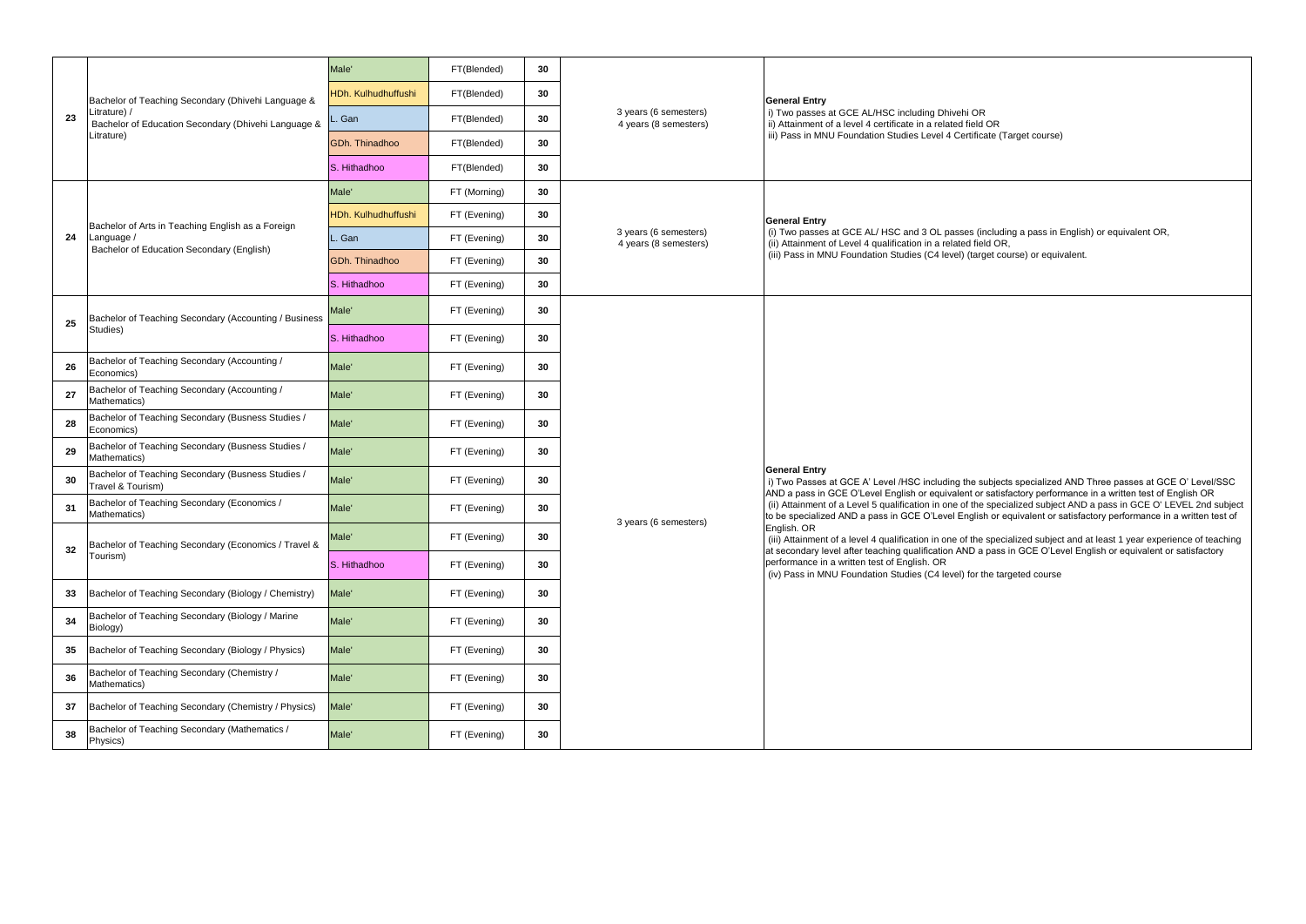| 23 | Bachelor of Teaching Secondary (Dhivehi Language & Litrature) / Bachelor of Education Secondary (Dhivehi Language & Litrature) | Male' | FT(Blended) | 30 | 3 years (6 semesters) 4 years (8 semesters) | **General Entry** i) Two passes at GCE AL/HSC including Dhivehi OR ii) Attainment of a level 4 certificate in a related field OR iii) Pass in MNU Foundation Studies Level 4 Certificate (Target course) |
|---|---|---|---|---|---|---|
| | | HDh. Kulhudhuffushi | FT(Blended) | 30 | | |
| | | L. Gan | FT(Blended) | 30 | | |
| | | GDh. Thinadhoo | FT(Blended) | 30 | | |
| | | S. Hithadhoo | FT(Blended) | 30 | | |
| 24 | Bachelor of Arts in Teaching English as a Foreign Language / Bachelor of Education Secondary (English) | Male' | FT (Morning) | 30 | 3 years (6 semesters) 4 years (8 semesters) | **General Entry** (i) Two passes at GCE AL/ HSC and 3 OL passes (including a pass in English) or equivalent OR, (ii) Attainment of Level 4 qualification in a related field OR, (iii) Pass in MNU Foundation Studies (C4 level) (target course) or equivalent. |
| | | HDh. Kulhudhuffushi | FT (Evening) | 30 | | |
| | | L. Gan | FT (Evening) | 30 | | |
| | | GDh. Thinadhoo | FT (Evening) | 30 | | |
| | | S. Hithadhoo | FT (Evening) | 30 | | |
| 25 | Bachelor of Teaching Secondary (Accounting / Business Studies) | Male' | FT (Evening) | 30 | 3 years (6 semesters) | **General Entry** i) Two Passes at GCE A' Level /HSC including the subjects specialized AND Three passes at GCE O' Level/SSC AND a pass in GCE O'Level English or equivalent or satisfactory performance in a written test of English OR (ii) Attainment of a Level 5 qualification in one of the specialized subject AND a pass in GCE O' LEVEL 2nd subject to be specialized AND a pass in GCE O'Level English or equivalent or satisfactory performance in a written test of English. OR (iii) Attainment of a level 4 qualification in one of the specialized subject and at least 1 year experience of teaching at secondary level after teaching qualification AND a pass in GCE O'Level English or equivalent or satisfactory performance in a written test of English. OR (iv) Pass in MNU Foundation Studies (C4 level) for the targeted course |
| | | S. Hithadhoo | FT (Evening) | 30 | | |
| 26 | Bachelor of Teaching Secondary (Accounting / Economics) | Male' | FT (Evening) | 30 | | |
| 27 | Bachelor of Teaching Secondary (Accounting / Mathematics) | Male' | FT (Evening) | 30 | | |
| 28 | Bachelor of Teaching Secondary (Busness Studies / Economics) | Male' | FT (Evening) | 30 | | |
| 29 | Bachelor of Teaching Secondary (Busness Studies / Mathematics) | Male' | FT (Evening) | 30 | | |
| 30 | Bachelor of Teaching Secondary (Busness Studies / Travel & Tourism) | Male' | FT (Evening) | 30 | | |
| 31 | Bachelor of Teaching Secondary (Economics / Mathematics) | Male' | FT (Evening) | 30 | | |
| 32 | Bachelor of Teaching Secondary (Economics / Travel & Tourism) | Male' | FT (Evening) | 30 | | |
| | | S. Hithadhoo | FT (Evening) | 30 | | |
| 33 | Bachelor of Teaching Secondary (Biology / Chemistry) | Male' | FT (Evening) | 30 | | |
| 34 | Bachelor of Teaching Secondary (Biology / Marine Biology) | Male' | FT (Evening) | 30 | | |
| 35 | Bachelor of Teaching Secondary (Biology / Physics) | Male' | FT (Evening) | 30 | | |
| 36 | Bachelor of Teaching Secondary (Chemistry / Mathematics) | Male' | FT (Evening) | 30 | | |
| 37 | Bachelor of Teaching Secondary (Chemistry / Physics) | Male' | FT (Evening) | 30 | | |
| 38 | Bachelor of Teaching Secondary (Mathematics / Physics) | Male' | FT (Evening) | 30 | | |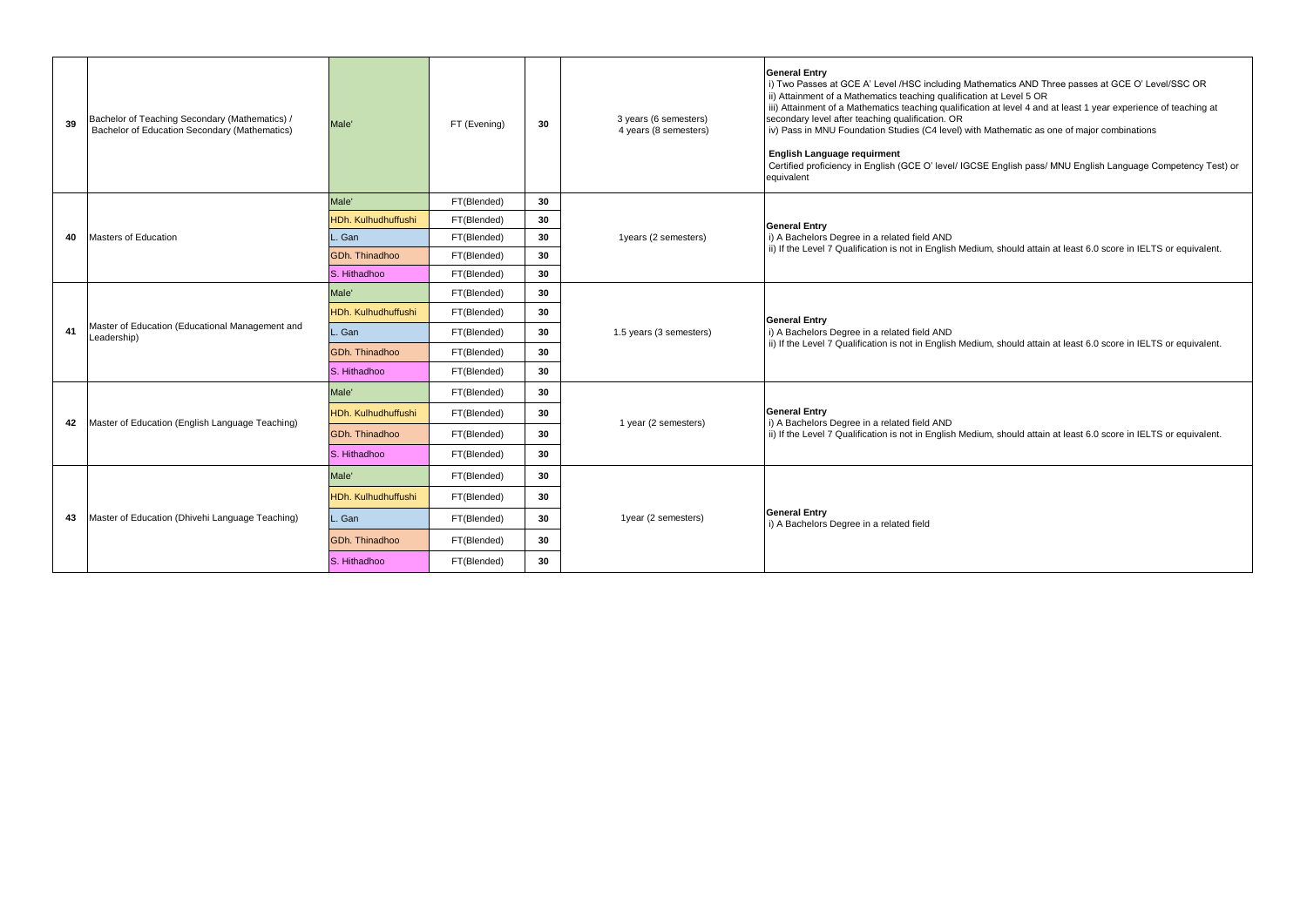| 39 | Bachelor of Teaching Secondary (Mathematics) / Bachelor of Education Secondary (Mathematics) | Male' | FT (Evening) | 30 | 3 years (6 semesters)<br>4 years (8 semesters) | **General Entry**<br>i) Two Passes at GCE A' Level /HSC including Mathematics AND Three passes at GCE O' Level/SSC OR<br>ii) Attainment of a Mathematics teaching qualification at Level 5 OR<br>iii) Attainment of a Mathematics teaching qualification at level 4 and at least 1 year experience of teaching at secondary level after teaching qualification. OR<br>iv) Pass in MNU Foundation Studies (C4 level) with Mathematic as one of major combinations<br><br>**English Language requirment**<br>Certified proficiency in English (GCE O' level/ IGCSE English pass/ MNU English Language Competency Test) or equivalent |
|---|---|---|---|---|---|---|
| 40 | Masters of Education | Male' | FT(Blended) | 30 | 1years (2 semesters) | **General Entry**<br>i) A Bachelors Degree in a related field AND<br>ii) If the Level 7 Qualification is not in English Medium, should attain at least 6.0 score in IELTS or equivalent. |
| | | HDh. Kulhudhuffushi | FT(Blended) | 30 | | |
| | | L. Gan | FT(Blended) | 30 | | |
| | | GDh. Thinadhoo | FT(Blended) | 30 | | |
| | | S. Hithadhoo | FT(Blended) | 30 | | |
| 41 | Master of Education (Educational Management and Leadership) | Male' | FT(Blended) | 30 | 1.5 years (3 semesters) | **General Entry**<br>i) A Bachelors Degree in a related field AND<br>ii) If the Level 7 Qualification is not in English Medium, should attain at least 6.0 score in IELTS or equivalent. |
| | | HDh. Kulhudhuffushi | FT(Blended) | 30 | | |
| | | L. Gan | FT(Blended) | 30 | | |
| | | GDh. Thinadhoo | FT(Blended) | 30 | | |
| | | S. Hithadhoo | FT(Blended) | 30 | | |
| 42 | Master of Education (English Language Teaching) | Male' | FT(Blended) | 30 | 1 year (2 semesters) | **General Entry**<br>i) A Bachelors Degree in a related field AND<br>ii) If the Level 7 Qualification is not in English Medium, should attain at least 6.0 score in IELTS or equivalent. |
| | | HDh. Kulhudhuffushi | FT(Blended) | 30 | | |
| | | GDh. Thinadhoo | FT(Blended) | 30 | | |
| | | S. Hithadhoo | FT(Blended) | 30 | | |
| 43 | Master of Education (Dhivehi Language Teaching) | Male' | FT(Blended) | 30 | 1year (2 semesters) | **General Entry**<br>i) A Bachelors Degree in a related field |
| | | HDh. Kulhudhuffushi | FT(Blended) | 30 | | |
| | | L. Gan | FT(Blended) | 30 | | |
| | | GDh. Thinadhoo | FT(Blended) | 30 | | |
| | | S. Hithadhoo | FT(Blended) | 30 | | |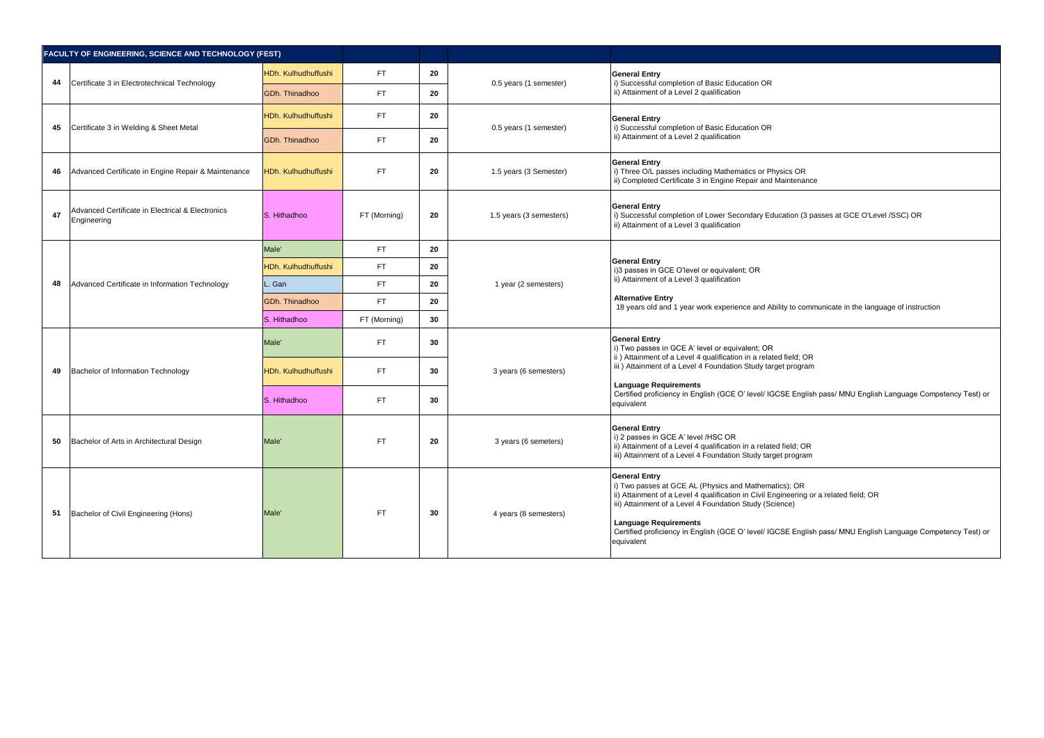| FACULTY OF ENGINEERING, SCIENCE AND TECHNOLOGY (FEST) | | | | | | |
|---|---|---|---|---|---|---|
| 44 | Certificate 3 in Electrotechnical Technology | HDh. Kulhudhuffushi | FT | 20 | 0.5 years (1 semester) | **General Entry**<br>i) Successful completion of Basic Education OR<br>ii) Attainment of a Level 2 qualification |
| | | GDh. Thinadhoo | FT | 20 | | |
| 45 | Certificate 3 in Welding & Sheet Metal | HDh. Kulhudhuffushi | FT | 20 | 0.5 years (1 semester) | **General Entry**<br>i) Successful completion of Basic Education OR<br>ii) Attainment of a Level 2 qualification |
| | | GDh. Thinadhoo | FT | 20 | | |
| 46 | Advanced Certificate in Engine Repair & Maintenance | HDh. Kulhudhuffushi | FT | 20 | 1.5 years (3 Semester) | **General Entry**<br>i) Three O/L passes including Mathematics or Physics OR<br>ii) Completed Certificate 3 in Engine Repair and Maintenance |
| 47 | Advanced Certificate in Electrical & Electronics Engineering | S. Hithadhoo | FT (Morning) | 20 | 1.5 years (3 semesters) | **General Entry**<br>i) Successful completion of Lower Secondary Education (3 passes at GCE O'Level /SSC) OR<br>ii) Attainment of a Level 3 qualification |
| 48 | Advanced Certificate in Information Technology | Male' | FT | 20 | 1 year (2 semesters) | **General Entry**<br>i)3 passes in GCE O'level or equivalent; OR<br>ii) Attainment of a Level 3 qualification<br>**Alternative Entry**<br>18 years old and 1 year work experience and Ability to communicate in the language of instruction |
| | | HDh. Kulhudhuffushi | FT | 20 | | |
| | | L. Gan | FT | 20 | | |
| | | GDh. Thinadhoo | FT | 20 | | |
| | | S. Hithadhoo | FT (Morning) | 30 | | |
| 49 | Bachelor of Information Technology | Male' | FT | 30 | 3 years (6 semesters) | **General Entry**<br>i) Two passes in GCE A' level or equivalent; OR<br>ii ) Attainment of a Level 4 qualification in a related field; OR<br>iii ) Attainment of a Level 4 Foundation Study target program<br>**Language Requirements**<br>Certified proficiency in English (GCE O' level/ IGCSE English pass/ MNU English Language Competency Test) or equivalent |
| | | HDh. Kulhudhuffushi | FT | 30 | | |
| | | S. Hithadhoo | FT | 30 | | |
| 50 | Bachelor of Arts in Architectural Design | Male' | FT | 20 | 3 years (6 semeters) | **General Entry**<br>i) 2 passes in GCE A' level /HSC OR<br>ii) Attainment of a Level 4 qualification in a related field; OR<br>iii) Attainment of a Level 4 Foundation Study target program |
| 51 | Bachelor of Civil Engineering (Hons) | Male' | FT | 30 | 4 years (8 semesters) | **General Entry**<br>i) Two passes at GCE AL (Physics and Mathematics); OR<br>ii) Attainment of a Level 4 qualification in Civil Engineering or a related field; OR<br>iii) Attainment of a Level 4 Foundation Study (Science)<br>**Language Requirements**<br>Certified proficiency in English (GCE O' level/ IGCSE English pass/ MNU English Language Competency Test) or equivalent |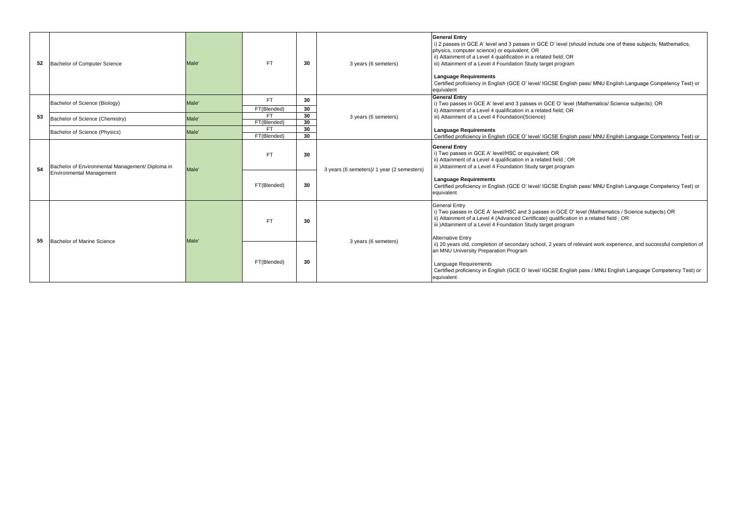| 52 | Bachelor of Computer Science | Male' | FT | 30 | 3 years (6 semeters) | **General Entry**<br>i) 2 passes in GCE A' level and 3 passes in GCE O' level (should include one of these subjects; Mathematics, physics, computer science) or equivalent; OR<br>ii) Attainment of a Level 4 qualification in a related field; OR<br>iii) Attainment of a Level 4 Foundation Study target program<br><br>**Language Requirements**<br>Certified proficiency in English (GCE O' level/ IGCSE English pass/ MNU English Language Competency Test) or equivalent |
|---|---|---|---|---|---|---|
| 53 | Bachelor of Science (Biology) | Male' | FT | 30 | 3 years (6 semeters) | **General Entry**<br>i) Two passes in GCE A' level and 3 passes in GCE O' level (Mathematics/ Science subjects); OR<br>ii) Attainment of a Level 4 qualification in a related field; OR<br>iii) Attainment of a Level 4 Foundation(Science)<br><br>**Language Requirements**<br>Certified proficiency in English (GCE O' level/ IGCSE English pass/ MNU English Language Competency Test) or |
| | | | FT(Blended) | 30 | | |
| | Bachelor of Science (Chemistry) | Male' | FT | 30 | | |
| | | | FT(Blended) | 30 | | |
| | Bachelor of Science (Physics) | Male' | FT | 30 | | |
| | | | FT(Blended) | 30 | | |
| 54 | Bachelor of Environmental Management/ Diploma in Environmental Management | Male' | FT | 30 | 3 years (6 semeters)/ 1 year (2 semesters) | **General Entry**<br>i) Two passes in GCE A' level/HSC or equivalent; OR<br>ii) Attainment of a Level 4 qualification in a related field ; OR<br>iii )Attainment of a Level 4 Foundation Study target program<br><br>**Language Requirements**<br>Certified proficiency in English (GCE O' level/ IGCSE English pass/ MNU English Language Competency Test) or equivalent |
| | | | FT(Blended) | 30 | | |
| 55 | Bachelor of Marine Science | Male' | FT | 30 | 3 years (6 semeters) | General Entry<br>i) Two passes in GCE A' level/HSC and 3 passes in GCE O' level (Mathematics / Science subjects) OR<br>ii) Attainment of a Level 4 (Advanced Certificate) qualification in a related field ; OR<br>iii )Attainment of a Level 4 Foundation Study target program<br><br>Alternative Entry<br>ii) 20 years old, completion of secondary school, 2 years of relevant work experience, and successful completion of an MNU University Preparation Program<br><br>Language Requirements<br>Certified proficiency in English (GCE O' level/ IGCSE English pass / MNU English Language Competency Test) or equivalent |
| | | | FT(Blended) | 30 | | |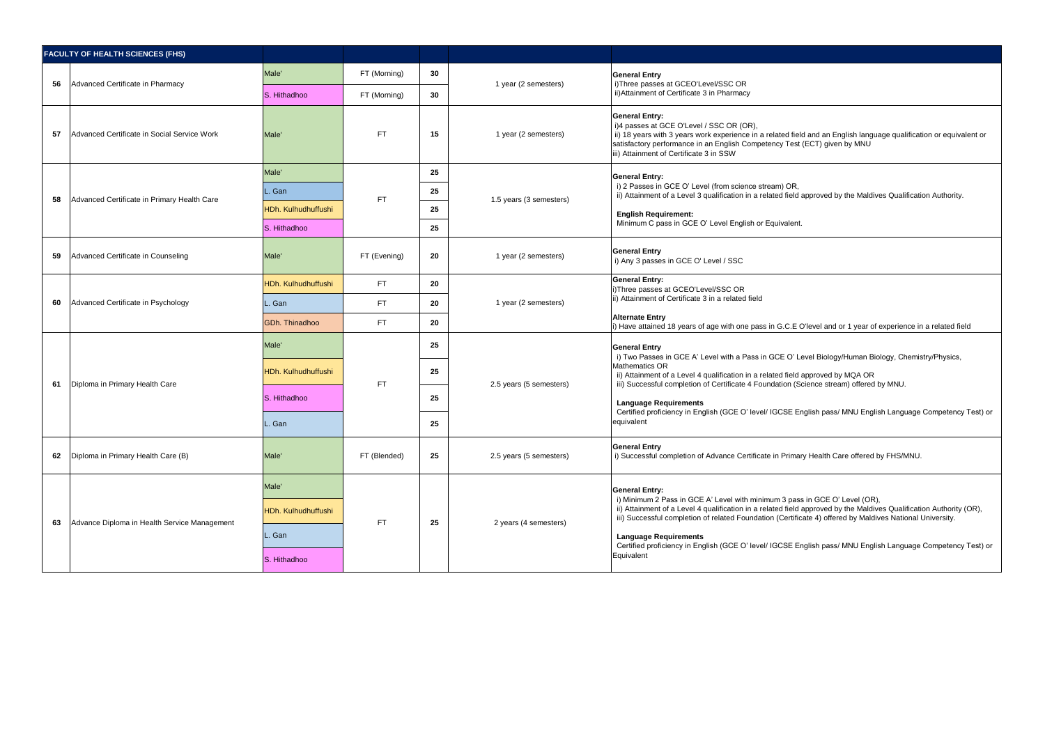| FACULTY OF HEALTH SCIENCES (FHS) | | | | | | |
|---|---|---|---|---|---|---|
| 56 | Advanced Certificate in Pharmacy | Male' | FT (Morning) | 30 | 1 year (2 semesters) | **General Entry**<br>i)Three passes at GCEO'Level/SSC OR<br>ii)Attainment of Certificate 3 in Pharmacy |
| | | S. Hithadhoo | FT (Morning) | 30 | | |
| 57 | Advanced Certificate in Social Service Work | Male' | FT | 15 | 1 year (2 semesters) | **General Entry:**<br>i)4 passes at GCE O'Level / SSC OR (OR),<br>ii) 18 years with 3 years work experience in a related field and an English language qualification or equivalent or satisfactory performance in an English Competency Test (ECT) given by MNU<br>iii) Attainment of Certificate 3 in SSW |
| 58 | Advanced Certificate in Primary Health Care | Male' | FT | 25 | 1.5 years (3 semesters) | **General Entry:**<br>i) 2 Passes in GCE O' Level (from science stream) OR,<br>ii) Attainment of a Level 3 qualification in a related field approved by the Maldives Qualification Authority.<br><br>**English Requirement:**<br>Minimum C pass in GCE O' Level English or Equivalent. |
| | | L. Gan | | 25 | | |
| | | HDh. Kulhudhuffushi | | 25 | | |
| | | S. Hithadhoo | | 25 | | |
| 59 | Advanced Certificate in Counseling | Male' | FT (Evening) | 20 | 1 year (2 semesters) | **General Entry**<br>i) Any 3 passes in GCE O' Level / SSC |
| 60 | Advanced Certificate in Psychology | HDh. Kulhudhuffushi | FT | 20 | 1 year (2 semesters) | **General Entry:**<br>i)Three passes at GCEO'Level/SSC OR<br>ii) Attainment of Certificate 3 in a related field<br><br>**Alternate Entry**<br>i) Have attained 18 years of age with one pass in G.C.E O'level and or 1 year of experience in a related field |
| | | L. Gan | FT | 20 | | |
| | | GDh. Thinadhoo | FT | 20 | | |
| 61 | Diploma in Primary Health Care | Male' | FT | 25 | 2.5 years (5 semesters) | **General Entry**<br>i) Two Passes in GCE A' Level with a Pass in GCE O' Level Biology/Human Biology, Chemistry/Physics, Mathematics OR<br>ii) Attainment of a Level 4 qualification in a related field approved by MQA OR<br>iii) Successful completion of Certificate 4 Foundation (Science stream) offered by MNU.<br><br>**Language Requirements**<br>Certified proficiency in English (GCE O' level/ IGCSE English pass/ MNU English Language Competency Test) or equivalent |
| | | HDh. Kulhudhuffushi | | 25 | | |
| | | S. Hithadhoo | | 25 | | |
| | | L. Gan | | 25 | | |
| 62 | Diploma in Primary Health Care (B) | Male' | FT (Blended) | 25 | 2.5 years (5 semesters) | **General Entry**<br>i) Successful completion of Advance Certificate in Primary Health Care offered by FHS/MNU. |
| 63 | Advance Diploma in Health Service Management | Male' | FT | 25 | 2 years (4 semesters) | **General Entry:**<br>i) Minimum 2 Pass in GCE A' Level with minimum 3 pass in GCE O' Level (OR),<br>ii) Attainment of a Level 4 qualification in a related field approved by the Maldives Qualification Authority (OR),<br>iii) Successful completion of related Foundation (Certificate 4) offered by Maldives National University.<br><br>**Language Requirements**<br>Certified proficiency in English (GCE O' level/ IGCSE English pass/ MNU English Language Competency Test) or Equivalent |
| | | HDh. Kulhudhuffushi | | | | |
| | | L. Gan | | | | |
| | | S. Hithadhoo | | | | |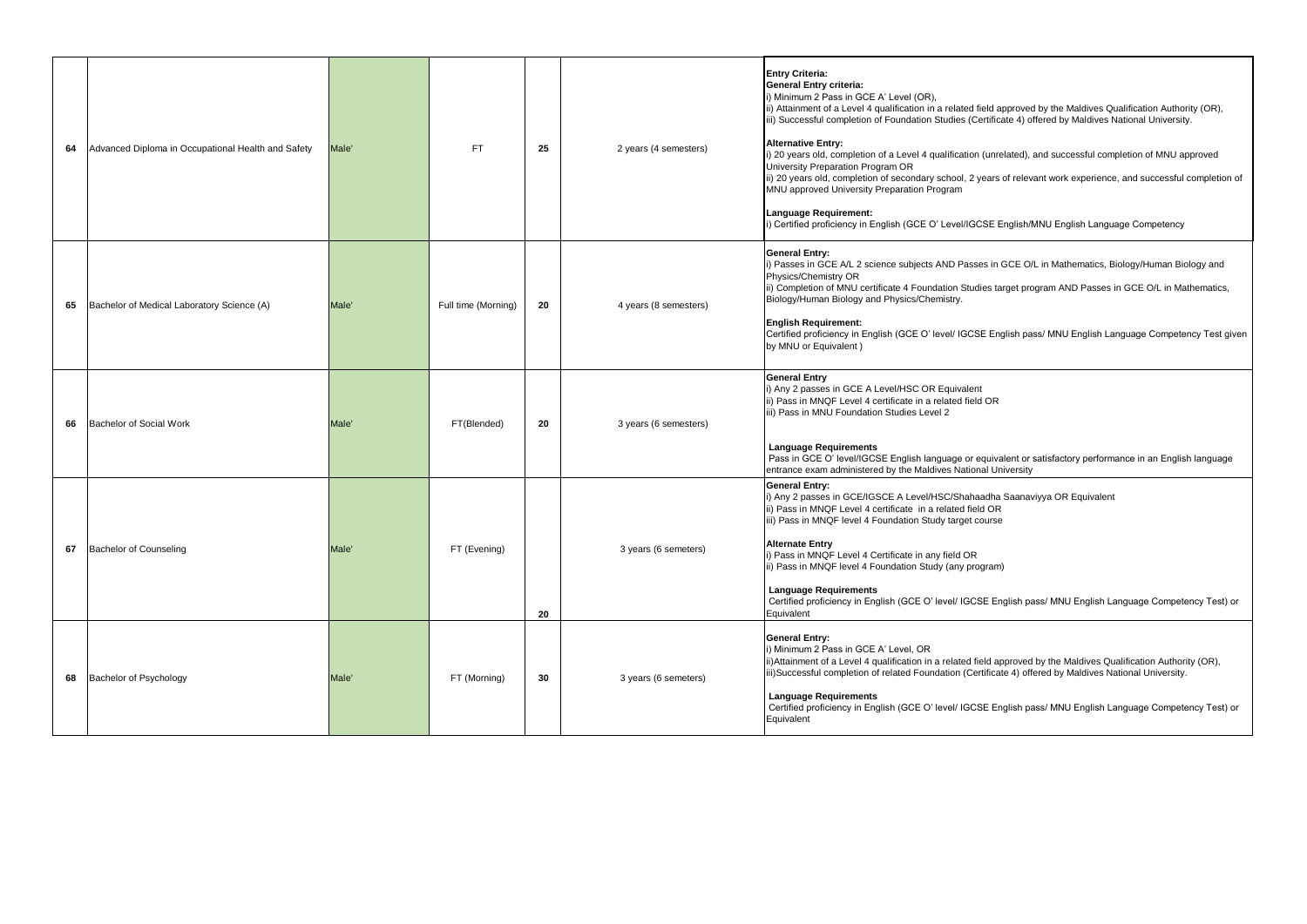| 64 | Advanced Diploma in Occupational Health and Safety | Male' | FT | 25 | 2 years (4 semesters) | **Entry Criteria:**<br>**General Entry criteria:**<br>i) Minimum 2 Pass in GCE A' Level (OR),<br>ii) Attainment of a Level 4 qualification in a related field approved by the Maldives Qualification Authority (OR),<br>iii) Successful completion of Foundation Studies (Certificate 4) offered by Maldives National University.<br><br>**Alternative Entry:**<br>i) 20 years old, completion of a Level 4 qualification (unrelated), and successful completion of MNU approved University Preparation Program OR<br>ii) 20 years old, completion of secondary school, 2 years of relevant work experience, and successful completion of MNU approved University Preparation Program<br><br>**Language Requirement:**<br>i) Certified proficiency in English (GCE O' Level/IGCSE English/MNU English Language Competency |
|---|---|---|---|---|---|---|
| 65 | Bachelor of Medical Laboratory Science (A) | Male' | Full time (Morning) | 20 | 4 years (8 semesters) | **General Entry:**<br>i) Passes in GCE A/L 2 science subjects AND Passes in GCE O/L in Mathematics, Biology/Human Biology and Physics/Chemistry OR<br>ii) Completion of MNU certificate 4 Foundation Studies target program AND Passes in GCE O/L in Mathematics, Biology/Human Biology and Physics/Chemistry.<br><br>**English Requirement:**<br>Certified proficiency in English (GCE O' level/ IGCSE English pass/ MNU English Language Competency Test given by MNU or Equivalent ) |
| 66 | Bachelor of Social Work | Male' | FT(Blended) | 20 | 3 years (6 semesters) | **General Entry**<br>i) Any 2 passes in GCE A Level/HSC OR Equivalent<br>ii) Pass in MNQF Level 4 certificate in a related field OR<br>iii) Pass in MNU Foundation Studies Level 2<br><br>**Language Requirements**<br>Pass in GCE O' level/IGCSE English language or equivalent or satisfactory performance in an English language entrance exam administered by the Maldives National University |
| 67 | Bachelor of Counseling | Male' | FT (Evening) | 20 | 3 years (6 semeters) | **General Entry:**<br>i) Any 2 passes in GCE/IGSCE A Level/HSC/Shahaadha Saanaviyya OR Equivalent<br>ii) Pass in MNQF Level 4 certificate in a related field OR<br>iii) Pass in MNQF level 4 Foundation Study target course<br><br>**Alternate Entry**<br>i) Pass in MNQF Level 4 Certificate in any field OR<br>ii) Pass in MNQF level 4 Foundation Study (any program)<br><br>**Language Requirements**<br>Certified proficiency in English (GCE O' level/ IGCSE English pass/ MNU English Language Competency Test) or Equivalent |
| 68 | Bachelor of Psychology | Male' | FT (Morning) | 30 | 3 years (6 semeters) | **General Entry:**<br>i) Minimum 2 Pass in GCE A' Level, OR<br>ii)Attainment of a Level 4 qualification in a related field approved by the Maldives Qualification Authority (OR),<br>iii)Successful completion of related Foundation (Certificate 4) offered by Maldives National University.<br><br>**Language Requirements**<br>Certified proficiency in English (GCE O' level/ IGCSE English pass/ MNU English Language Competency Test) or Equivalent |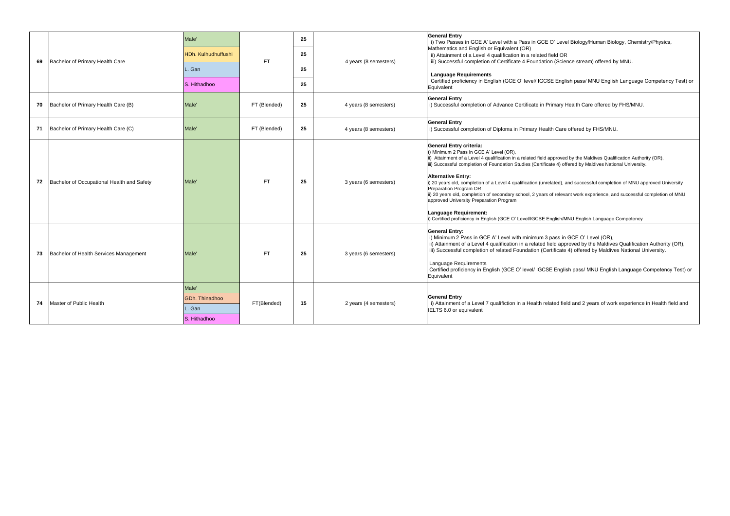| | | | | | | |
|---|---|---|---|---|---|---|
| 69 | Bachelor of Primary Health Care | Male'<br>HDh. Kulhudhuffushi<br>L. Gan<br>S. Hithadhoo | FT | 25<br>25<br>25<br>25 | 4 years (8 semesters) | **General Entry**<br>i) Two Passes in GCE A' Level with a Pass in GCE O' Level Biology/Human Biology, Chemistry/Physics, Mathematics and English or Equivalent (OR)<br>ii) Attainment of a Level 4 qualification in a related field OR<br>iii) Successful completion of Certificate 4 Foundation (Science stream) offered by MNU.<br><br>**Language Requirements**<br>Certified proficiency in English (GCE O' level/ IGCSE English pass/ MNU English Language Competency Test) or Equivalent |
| 70 | Bachelor of Primary Health Care (B) | Male' | FT (Blended) | 25 | 4 years (8 semesters) | **General Entry**<br>i) Successful completion of Advance Certificate in Primary Health Care offered by FHS/MNU. |
| 71 | Bachelor of Primary Health Care (C) | Male' | FT (Blended) | 25 | 4 years (8 semesters) | **General Entry**<br>i) Successful completion of Diploma in Primary Health Care offered by FHS/MNU. |
| 72 | Bachelor of Occupational Health and Safety | Male' | FT | 25 | 3 years (6 semesters) | **General Entry criteria:**<br>i) Minimum 2 Pass in GCE A' Level (OR),<br>ii) Attainment of a Level 4 qualification in a related field approved by the Maldives Qualification Authority (OR),<br>iii) Successful completion of Foundation Studies (Certificate 4) offered by Maldives National University.<br><br>**Alternative Entry:**<br>i) 20 years old, completion of a Level 4 qualification (unrelated), and successful completion of MNU approved University Preparation Program OR<br>ii) 20 years old, completion of secondary school, 2 years of relevant work experience, and successful completion of MNU approved University Preparation Program<br><br>**Language Requirement:**<br>i) Certified proficiency in English (GCE O' Level/IGCSE English/MNU English Language Competency |
| 73 | Bachelor of Health Services Management | Male' | FT | 25 | 3 years (6 semesters) | **General Entry:**<br>i) Minimum 2 Pass in GCE A' Level with minimum 3 pass in GCE O' Level (OR),<br>ii) Attainment of a Level 4 qualification in a related field approved by the Maldives Qualification Authority (OR),<br>iii) Successful completion of related Foundation (Certificate 4) offered by Maldives National University.<br><br>Language Requirements<br>Certified proficiency in English (GCE O' level/ IGCSE English pass/ MNU English Language Competency Test) or Equivalent |
| 74 | Master of Public Health | Male'<br>GDh. Thinadhoo<br>L. Gan<br>S. Hithadhoo | FT(Blended) | 15 | 2 years (4 semesters) | **General Entry**<br>i) Attainment of a Level 7 qualifiction in a Health related field and 2 years of work experience in Health field and IELTS 6.0 or equivalent |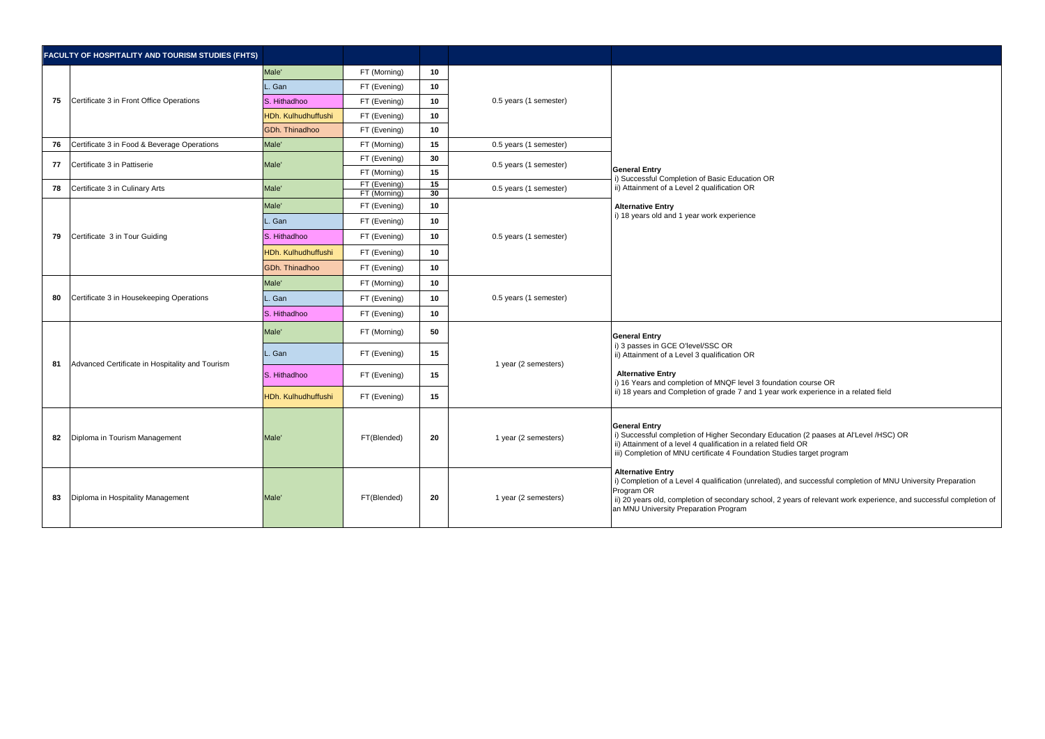| FACULTY OF HOSPITALITY AND TOURISM STUDIES (FHTS) | | | | | | |
|---|---|---|---|---|---|---|
| 75 | Certificate 3 in Front Office Operations | Male' | FT (Morning) | 10 | 0.5 years (1 semester) | **General Entry**<br>i) Successful Completion of Basic Education OR<br>ii) Attainment of a Level 2 qualification OR<br><br>**Alternative Entry**<br>i) 18 years old and 1 year work experience |
| | | L. Gan | FT (Evening) | 10 | | |
| | | S. Hithadhoo | FT (Evening) | 10 | | |
| | | HDh. Kulhudhuffushi | FT (Evening) | 10 | | |
| | | GDh. Thinadhoo | FT (Evening) | 10 | | |
| 76 | Certificate 3 in Food & Beverage Operations | Male' | FT (Morning) | 15 | 0.5 years (1 semester) | |
| 77 | Certificate 3 in Pattiserie | Male' | FT (Evening) | 30 | 0.5 years (1 semester) | |
| | | | FT (Morning) | 15 | | |
| 78 | Certificate 3 in Culinary Arts | Male' | FT (Evening) | 15 | 0.5 years (1 semester) | |
| | | | FT (Morning) | 30 | | |
| 79 | Certificate 3 in Tour Guiding | Male' | FT (Evening) | 10 | 0.5 years (1 semester) | |
| | | L. Gan | FT (Evening) | 10 | | |
| | | S. Hithadhoo | FT (Evening) | 10 | | |
| | | HDh. Kulhudhuffushi | FT (Evening) | 10 | | |
| | | GDh. Thinadhoo | FT (Evening) | 10 | | |
| 80 | Certificate 3 in Housekeeping Operations | Male' | FT (Morning) | 10 | 0.5 years (1 semester) | |
| | | L. Gan | FT (Evening) | 10 | | |
| | | S. Hithadhoo | FT (Evening) | 10 | | |
| 81 | Advanced Certificate in Hospitality and Tourism | Male' | FT (Morning) | 50 | 1 year (2 semesters) | **General Entry**<br>i) 3 passes in GCE O'level/SSC OR<br>ii) Attainment of a Level 3 qualification OR<br><br>**Alternative Entry**<br>i) 16 Years and completion of MNQF level 3 foundation course OR<br>ii) 18 years and Completion of grade 7 and 1 year work experience in a related field |
| | | L. Gan | FT (Evening) | 15 | | |
| | | S. Hithadhoo | FT (Evening) | 15 | | |
| | | HDh. Kulhudhuffushi | FT (Evening) | 15 | | |
| 82 | Diploma in Tourism Management | Male' | FT(Blended) | 20 | 1 year (2 semesters) | **General Entry**<br>i) Successful completion of Higher Secondary Education (2 paases at Al'Level /HSC) OR<br>ii) Attainment of a level 4 qualification in a related field OR<br>iii) Completion of MNU certificate 4 Foundation Studies target program<br><br>**Alternative Entry**<br>i) Completion of a Level 4 qualification (unrelated), and successful completion of MNU University Preparation Program OR<br>ii) 20 years old, completion of secondary school, 2 years of relevant work experience, and successful completion of an MNU University Preparation Program |
| 83 | Diploma in Hospitality Management | Male' | FT(Blended) | 20 | 1 year (2 semesters) | |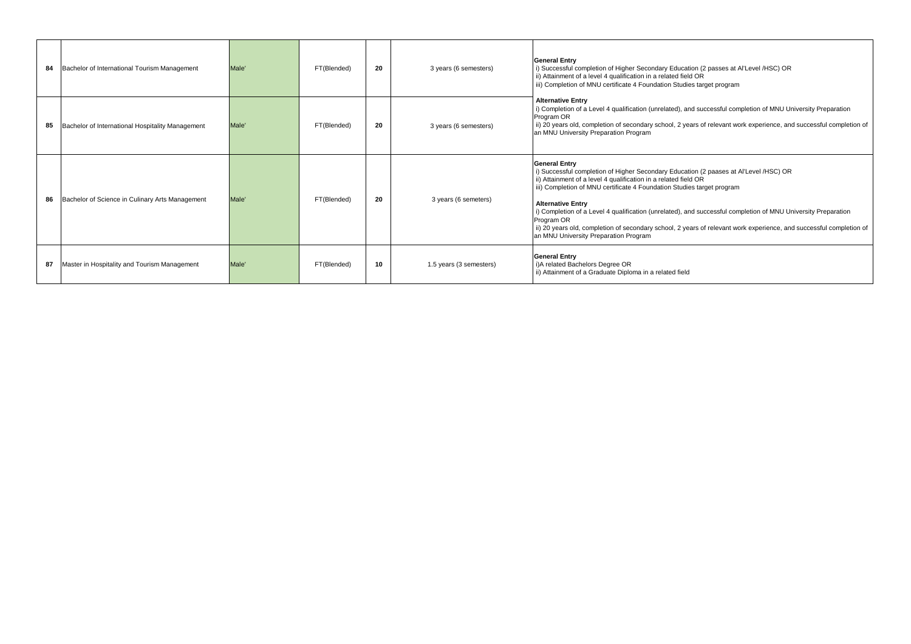| 84 | Bachelor of International Tourism Management | Male' | FT(Blended) | 20 | 3 years (6 semesters) | **General Entry**<br>i) Successful completion of Higher Secondary Education (2 passes at Al'Level /HSC) OR<br>ii) Attainment of a level 4 qualification in a related field OR<br>iii) Completion of MNU certificate 4 Foundation Studies target program<br><br>**Alternative Entry**<br>i) Completion of a Level 4 qualification (unrelated), and successful completion of MNU University Preparation Program OR<br>ii) 20 years old, completion of secondary school, 2 years of relevant work experience, and successful completion of an MNU University Preparation Program |
|---|---|---|---|---|---|---|
| 85 | Bachelor of International Hospitality Management | Male' | FT(Blended) | 20 | 3 years (6 semesters) | |
| 86 | Bachelor of Science in Culinary Arts Management | Male' | FT(Blended) | 20 | 3 years (6 semeters) | **General Entry**<br>i) Successful completion of Higher Secondary Education (2 paases at Al'Level /HSC) OR<br>ii) Attainment of a level 4 qualification in a related field OR<br>iii) Completion of MNU certificate 4 Foundation Studies target program<br><br>**Alternative Entry**<br>i) Completion of a Level 4 qualification (unrelated), and successful completion of MNU University Preparation Program OR<br>ii) 20 years old, completion of secondary school, 2 years of relevant work experience, and successful completion of an MNU University Preparation Program |
| 87 | Master in Hospitality and Tourism Management | Male' | FT(Blended) | 10 | 1.5 years (3 semesters) | **General Entry**<br>i)A related Bachelors Degree OR<br>ii) Attainment of a Graduate Diploma in a related field |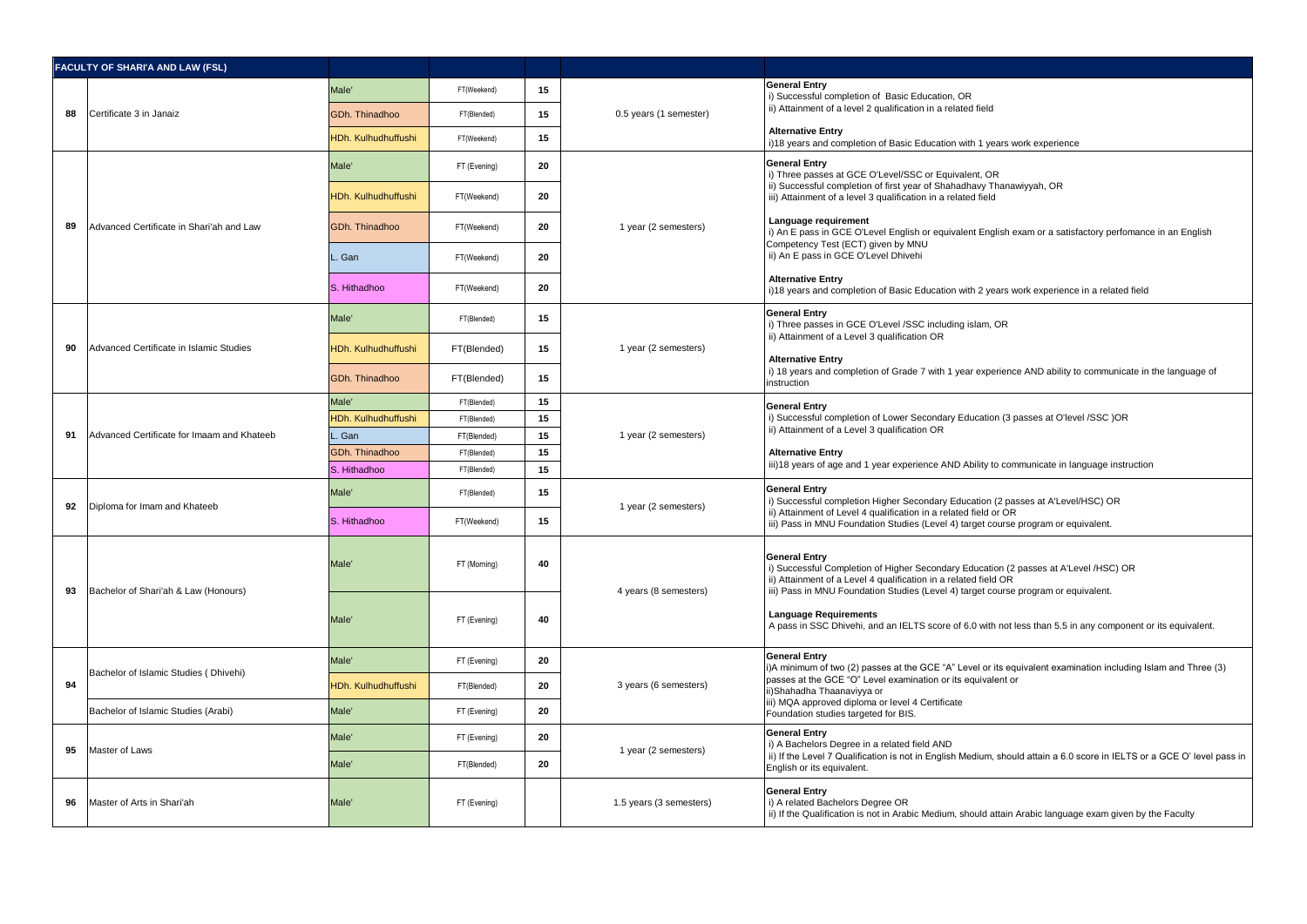| FACULTY OF SHARI'A AND LAW (FSL) | | | | | | |
|---|---|---|---|---|---|---|
| 88 | Certificate 3 in Janaiz | Male' | FT(Weekend) | 15 | 0.5 years (1 semester) | **General Entry**<br>i) Successful completion of Basic Education, OR<br>ii) Attainment of a level 2 qualification in a related field<br><br>**Alternative Entry**<br>i)18 years and completion of Basic Education with 1 years work experience |
| | | GDh. Thinadhoo | FT(Blended) | 15 | | |
| | | HDh. Kulhudhuffushi | FT(Weekend) | 15 | | |
| 89 | Advanced Certificate in Shari'ah and Law | Male' | FT (Evening) | 20 | 1 year (2 semesters) | **General Entry**<br>i) Three passes at GCE O'Level/SSC or Equivalent, OR<br>ii) Successful completion of first year of Shahadhavy Thanawiyyah, OR<br>iii) Attainment of a level 3 qualification in a related field<br><br>**Language requirement**<br>i) An E pass in GCE O'Level English or equivalent English exam or a satisfactory perfomance in an English Competency Test (ECT) given by MNU<br>ii) An E pass in GCE O'Level Dhivehi<br><br>**Alternative Entry**<br>i)18 years and completion of Basic Education with 2 years work experience in a related field |
| | | HDh. Kulhudhuffushi | FT(Weekend) | 20 | | |
| | | GDh. Thinadhoo | FT(Weekend) | 20 | | |
| | | L. Gan | FT(Weekend) | 20 | | |
| | | S. Hithadhoo | FT(Weekend) | 20 | | |
| 90 | Advanced Certificate in Islamic Studies | Male' | FT(Blended) | 15 | 1 year (2 semesters) | **General Entry**<br>i) Three passes in GCE O'Level /SSC including islam, OR<br>ii) Attainment of a Level 3 qualification OR<br><br>**Alternative Entry**<br>i) 18 years and completion of Grade 7 with 1 year experience AND ability to communicate in the language of instruction |
| | | HDh. Kulhudhuffushi | FT(Blended) | 15 | | |
| | | GDh. Thinadhoo | FT(Blended) | 15 | | |
| 91 | Advanced Certificate for Imaam and Khateeb | Male' | FT(Blended) | 15 | 1 year (2 semesters) | **General Entry**<br>i) Successful completion of Lower Secondary Education (3 passes at O'level /SSC )OR<br>ii) Attainment of a Level 3 qualification OR<br><br>**Alternative Entry**<br>iii)18 years of age and 1 year experience AND Ability to communicate in language instruction |
| | | HDh. Kulhudhuffushi | FT(Blended) | 15 | | |
| | | L. Gan | FT(Blended) | 15 | | |
| | | GDh. Thinadhoo | FT(Blended) | 15 | | |
| | | S. Hithadhoo | FT(Blended) | 15 | | |
| 92 | Diploma for Imam and Khateeb | Male' | FT(Blended) | 15 | 1 year (2 semesters) | **General Entry**<br>i) Successful completion Higher Secondary Education (2 passes at A'Level/HSC) OR<br>ii) Attainment of Level 4 qualification in a related field or OR<br>iii) Pass in MNU Foundation Studies (Level 4) target course program or equivalent. |
| | | S. Hithadhoo | FT(Weekend) | 15 | | |
| 93 | Bachelor of Shari'ah & Law (Honours) | Male' | FT (Morning) | 40 | 4 years (8 semesters) | **General Entry**<br>i) Successful Completion of Higher Secondary Education (2 passes at A'Level /HSC) OR<br>ii) Attainment of a Level 4 qualification in a related field OR<br>iii) Pass in MNU Foundation Studies (Level 4) target course program or equivalent.<br><br>**Language Requirements**<br>A pass in SSC Dhivehi, and an IELTS score of 6.0 with not less than 5.5 in any component or its equivalent. |
| | | Male' | FT (Evening) | 40 | | |
| 94 | Bachelor of Islamic Studies ( Dhivehi) | Male' | FT (Evening) | 20 | 3 years (6 semesters) | **General Entry**<br>i)A minimum of two (2) passes at the GCE "A" Level or its equivalent examination including Islam and Three (3) passes at the GCE "O" Level examination or its equivalent or<br>ii)Shahadha Thaanaviyya or<br>iii) MQA approved diploma or level 4 Certificate<br>Foundation studies targeted for BIS. |
| | | HDh. Kulhudhuffushi | FT(Blended) | 20 | | |
| | Bachelor of Islamic Studies (Arabi) | Male' | FT (Evening) | 20 | | |
| 95 | Master of Laws | Male' | FT (Evening) | 20 | 1 year (2 semesters) | **General Entry**<br>i) A Bachelors Degree in a related field AND<br>ii) If the Level 7 Qualification is not in English Medium, should attain a 6.0 score in IELTS or a GCE O' level pass in English or its equivalent. |
| | | Male' | FT(Blended) | 20 | | |
| 96 | Master of Arts in Shari'ah | Male' | FT (Evening) | | 1.5 years (3 semesters) | **General Entry**<br>i) A related Bachelors Degree OR<br>ii) If the Qualification is not in Arabic Medium, should attain Arabic language exam given by the Faculty |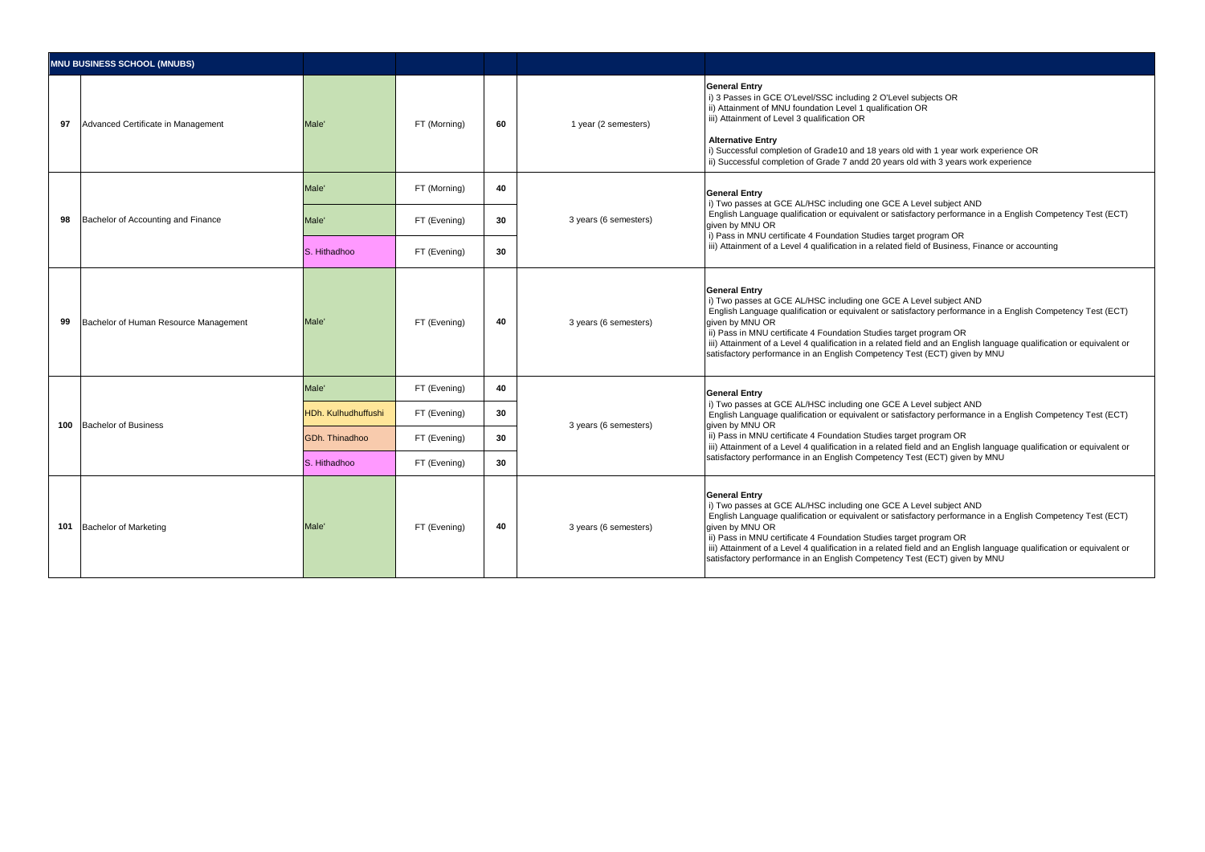| MNU BUSINESS SCHOOL (MNUBS) | | | | | | |
|---|---|---|---|---|---|---|
| 97 | Advanced Certificate in Management | Male' | FT (Morning) | 60 | 1 year (2 semesters) | **General Entry**<br>i) 3 Passes in GCE O'Level/SSC including 2 O'Level subjects OR<br>ii) Attainment of MNU foundation Level 1 qualification OR<br>iii) Attainment of Level 3 qualification OR<br><br>**Alternative Entry**<br>i) Successful completion of Grade10 and 18 years old with 1 year work experience OR<br>ii) Successful completion of Grade 7 andd 20 years old with 3 years work experience |
| 98 | Bachelor of Accounting and Finance | Male' | FT (Morning) | 40 | 3 years (6 semesters) | **General Entry**<br>i) Two passes at GCE AL/HSC including one GCE A Level subject AND<br>English Language qualification or equivalent or satisfactory performance in a English Competency Test (ECT) given by MNU OR<br>i) Pass in MNU certificate 4 Foundation Studies target program OR<br>iii) Attainment of a Level 4 qualification in a related field of Business, Finance or accounting |
| | | Male' | FT (Evening) | 30 | | |
| | | S. Hithadhoo | FT (Evening) | 30 | | |
| 99 | Bachelor of Human Resource Management | Male' | FT (Evening) | 40 | 3 years (6 semesters) | **General Entry**<br>i) Two passes at GCE AL/HSC including one GCE A Level subject AND<br>English Language qualification or equivalent or satisfactory performance in a English Competency Test (ECT) given by MNU OR<br>ii) Pass in MNU certificate 4 Foundation Studies target program OR<br>iii) Attainment of a Level 4 qualification in a related field and an English language qualification or equivalent or satisfactory performance in an English Competency Test (ECT) given by MNU |
| 100 | Bachelor of Business | Male' | FT (Evening) | 40 | 3 years (6 semesters) | **General Entry**<br>i) Two passes at GCE AL/HSC including one GCE A Level subject AND<br>English Language qualification or equivalent or satisfactory performance in a English Competency Test (ECT) given by MNU OR<br>ii) Pass in MNU certificate 4 Foundation Studies target program OR<br>iii) Attainment of a Level 4 qualification in a related field and an English language qualification or equivalent or satisfactory performance in an English Competency Test (ECT) given by MNU |
| | | HDh. Kulhudhuffushi | FT (Evening) | 30 | | |
| | | GDh. Thinadhoo | FT (Evening) | 30 | | |
| | | S. Hithadhoo | FT (Evening) | 30 | | |
| 101 | Bachelor of Marketing | Male' | FT (Evening) | 40 | 3 years (6 semesters) | **General Entry**<br>i) Two passes at GCE AL/HSC including one GCE A Level subject AND<br>English Language qualification or equivalent or satisfactory performance in a English Competency Test (ECT) given by MNU OR<br>ii) Pass in MNU certificate 4 Foundation Studies target program OR<br>iii) Attainment of a Level 4 qualification in a related field and an English language qualification or equivalent or satisfactory performance in an English Competency Test (ECT) given by MNU |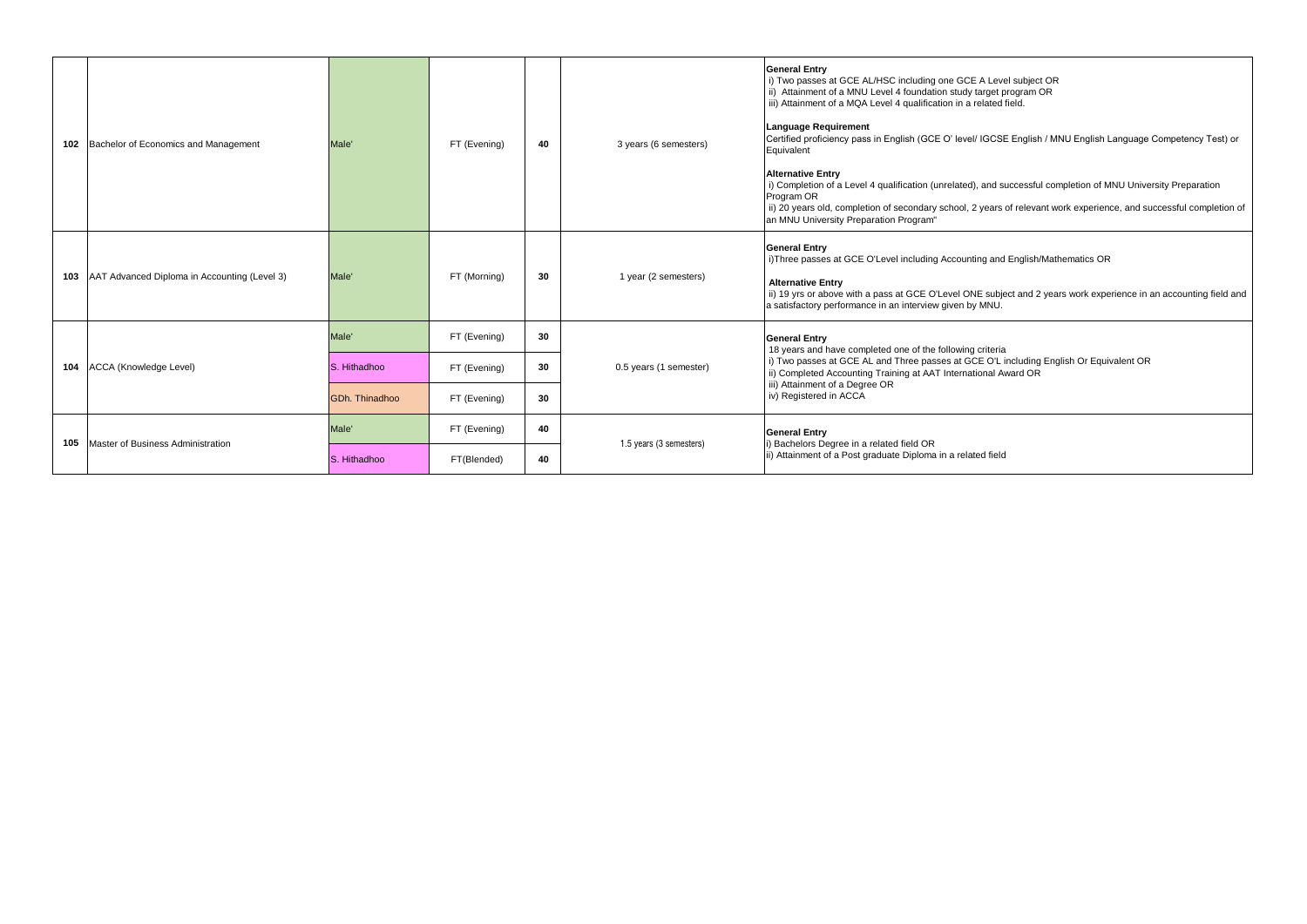| | | | | | | |
|---|---|---|---|---|---|---|
| 102 | Bachelor of Economics and Management | Male' | FT (Evening) | 40 | 3 years (6 semesters) | **General Entry**<br>i) Two passes at GCE AL/HSC including one GCE A Level subject OR<br>ii) Attainment of a MNU Level 4 foundation study target program OR<br>iii) Attainment of a MQA Level 4 qualification in a related field.<br><br>**Language Requirement**<br>Certified proficiency pass in English (GCE O' level/ IGCSE English / MNU English Language Competency Test) or Equivalent<br><br>**Alternative Entry**<br>i) Completion of a Level 4 qualification (unrelated), and successful completion of MNU University Preparation Program OR<br>ii) 20 years old, completion of secondary school, 2 years of relevant work experience, and successful completion of an MNU University Preparation Program" |
| 103 | AAT Advanced Diploma in Accounting (Level 3) | Male' | FT (Morning) | 30 | 1 year (2 semesters) | **General Entry**<br>i)Three passes at GCE O'Level including Accounting and English/Mathematics OR<br><br>**Alternative Entry**<br>ii) 19 yrs or above with a pass at GCE O'Level ONE subject and 2 years work experience in an accounting field and a satisfactory performance in an interview given by MNU. |
| 104 | ACCA (Knowledge Level) | Male' | FT (Evening) | 30 | 0.5 years (1 semester) | **General Entry**<br>18 years and have completed one of the following criteria<br>i) Two passes at GCE AL and Three passes at GCE O'L including English Or Equivalent OR<br>ii) Completed Accounting Training at AAT International Award OR<br>iii) Attainment of a Degree OR<br>iv) Registered in ACCA |
| | | S. Hithadhoo | FT (Evening) | 30 | | |
| | | GDh. Thinadhoo | FT (Evening) | 30 | | |
| 105 | Master of Business Administration | Male' | FT (Evening) | 40 | 1.5 years (3 semesters) | **General Entry**<br>i) Bachelors Degree in a related field OR<br>ii) Attainment of a Post graduate Diploma in a related field |
| | | S. Hithadhoo | FT(Blended) | 40 | | |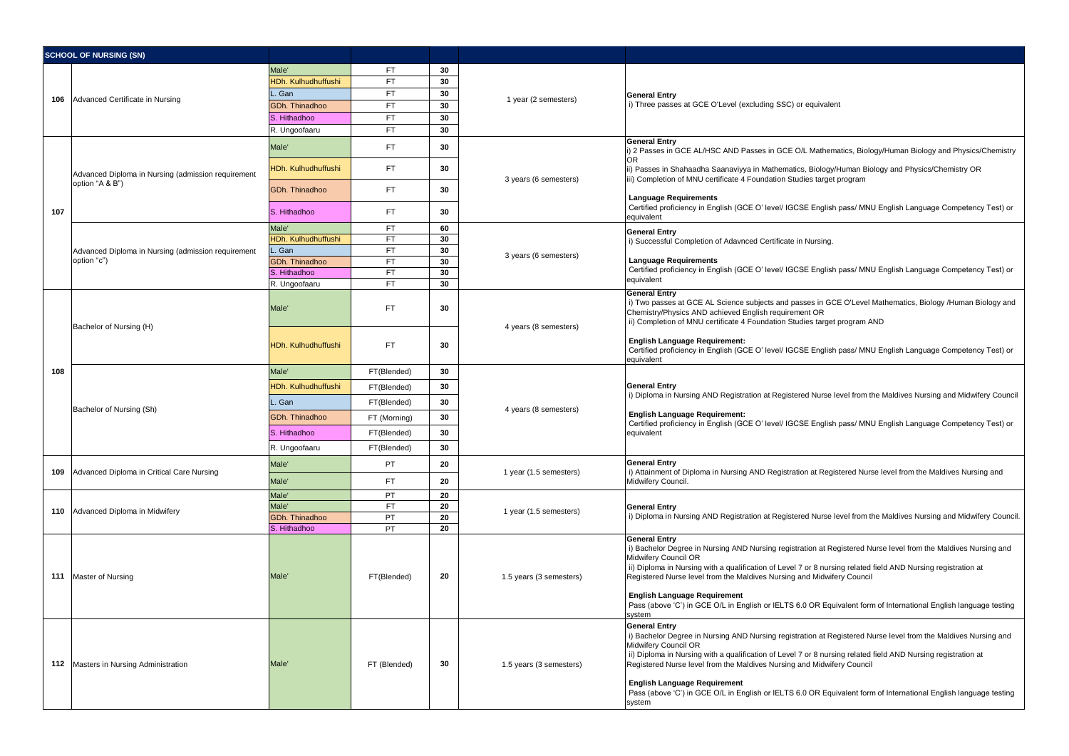| SCHOOL OF NURSING (SN) | | | | | | |
|---|---|---|---|---|---|---|
| 106 | Advanced Certificate in Nursing | Male' | FT | 30 | 1 year (2 semesters) | **General Entry**<br>i) Three passes at GCE O'Level (excluding SSC) or equivalent |
| | | HDh. Kulhudhuffushi | FT | 30 | | |
| | | L. Gan | FT | 30 | | |
| | | GDh. Thinadhoo | FT | 30 | | |
| | | S. Hithadhoo | FT | 30 | | |
| | | R. Ungoofaaru | FT | 30 | | |
| 107 | Advanced Diploma in Nursing (admission requirement option "A & B") | Male' | FT | 30 | 3 years (6 semesters) | **General Entry**<br>i) 2 Passes in GCE AL/HSC AND Passes in GCE O/L Mathematics, Biology/Human Biology and Physics/Chemistry<br>OR<br>ii) Passes in Shahaadha Saanaviyya in Mathematics, Biology/Human Biology and Physics/Chemistry OR<br>iii) Completion of MNU certificate 4 Foundation Studies target program<br><br>**Language Requirements**<br>Certified proficiency in English (GCE O' level/ IGCSE English pass/ MNU English Language Competency Test) or equivalent |
| | | HDh. Kulhudhuffushi | FT | 30 | | |
| | | GDh. Thinadhoo | FT | 30 | | |
| | | S. Hithadhoo | FT | 30 | | |
| | Advanced Diploma in Nursing (admission requirement option "c") | Male' | FT | 60 | 3 years (6 semesters) | **General Entry**<br>i) Successful Completion of Adavnced Certificate in Nursing.<br><br>**Language Requirements**<br>Certified proficiency in English (GCE O' level/ IGCSE English pass/ MNU English Language Competency Test) or equivalent |
| | | HDh. Kulhudhuffushi | FT | 30 | | |
| | | L. Gan | FT | 30 | | |
| | | GDh. Thinadhoo | FT | 30 | | |
| | | S. Hithadhoo | FT | 30 | | |
| | | R. Ungoofaaru | FT | 30 | | |
| 108 | Bachelor of Nursing (H) | Male' | FT | 30 | 4 years (8 semesters) | **General Entry**<br>i) Two passes at GCE AL Science subjects and passes in GCE O'Level Mathematics, Biology /Human Biology and Chemistry/Physics AND achieved English requirement OR<br>ii) Completion of MNU certificate 4 Foundation Studies target program AND<br><br>**English Language Requirement:**<br>Certified proficiency in English (GCE O' level/ IGCSE English pass/ MNU English Language Competency Test) or equivalent |
| | | HDh. Kulhudhuffushi | FT | 30 | | |
| | Bachelor of Nursing (Sh) | Male' | FT(Blended) | 30 | 4 years (8 semesters) | **General Entry**<br>i) Diploma in Nursing AND Registration at Registered Nurse level from the Maldives Nursing and Midwifery Council<br><br>**English Language Requirement:**<br>Certified proficiency in English (GCE O' level/ IGCSE English pass/ MNU English Language Competency Test) or equivalent |
| | | HDh. Kulhudhuffushi | FT(Blended) | 30 | | |
| | | L. Gan | FT(Blended) | 30 | | |
| | | GDh. Thinadhoo | FT (Morning) | 30 | | |
| | | S. Hithadhoo | FT(Blended) | 30 | | |
| | | R. Ungoofaaru | FT(Blended) | 30 | | |
| 109 | Advanced Diploma in Critical Care Nursing | Male' | PT | 20 | 1 year (1.5 semesters) | **General Entry**<br>i) Attainment of Diploma in Nursing AND Registration at Registered Nurse level from the Maldives Nursing and Midwifery Council. |
| | | Male' | FT | 20 | | |
| 110 | Advanced Diploma in Midwifery | Male' | PT | 20 | 1 year (1.5 semesters) | **General Entry**<br>i) Diploma in Nursing AND Registration at Registered Nurse level from the Maldives Nursing and Midwifery Council. |
| | | Male' | FT | 20 | | |
| | | GDh. Thinadhoo | PT | 20 | | |
| | | S. Hithadhoo | PT | 20 | | |
| 111 | Master of Nursing | Male' | FT(Blended) | 20 | 1.5 years (3 semesters) | **General Entry**<br>i) Bachelor Degree in Nursing AND Nursing registration at Registered Nurse level from the Maldives Nursing and Midwifery Council OR<br>ii) Diploma in Nursing with a qualification of Level 7 or 8 nursing related field AND Nursing registration at Registered Nurse level from the Maldives Nursing and Midwifery Council<br><br>**English Language Requirement**<br>Pass (above 'C') in GCE O/L in English or IELTS 6.0 OR Equivalent form of International English language testing system |
| 112 | Masters in Nursing Administration | Male' | FT (Blended) | 30 | 1.5 years (3 semesters) | **General Entry**<br>i) Bachelor Degree in Nursing AND Nursing registration at Registered Nurse level from the Maldives Nursing and Midwifery Council OR<br>ii) Diploma in Nursing with a qualification of Level 7 or 8 nursing related field AND Nursing registration at Registered Nurse level from the Maldives Nursing and Midwifery Council<br><br>**English Language Requirement**<br>Pass (above 'C') in GCE O/L in English or IELTS 6.0 OR Equivalent form of International English language testing system |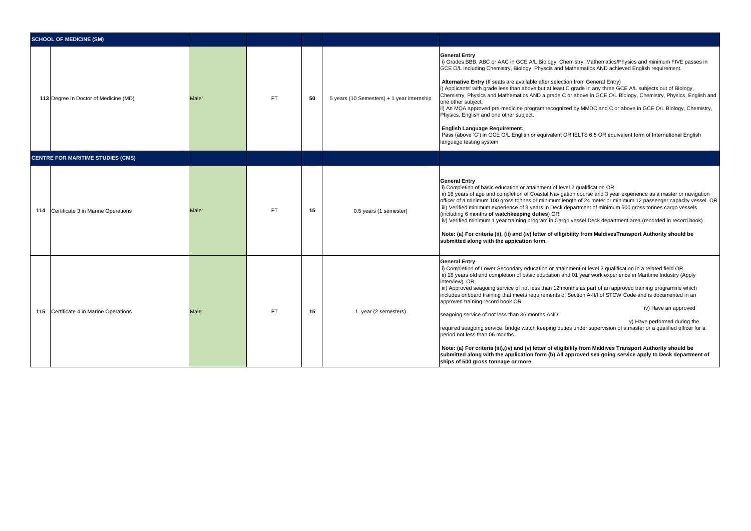| | | | | | |
|---|---|---|---|---|---|
| **SCHOOL OF MEDICINE (SM)** | | | | | |
| 113 Degree in Doctor of Medicine (MD) | Male' | FT | 50 | 5 years (10 Semesters) + 1 year internship | **General Entry**<br>i) Grades BBB, ABC or AAC in GCE A/L Biology, Chemistry, Mathematics/Physics and minimum FIVE passes in GCE O/L including Chemistry, Biology, Physcis and Mathematics AND achieved English requirement.<br><br>**Alternative Entry** (If seats are available after selection from General Entry)<br>i) Applicants' with grade less than above but at least C grade in any three GCE A/L subjects out of Biology, Chemistry, Physics and Mathematics AND a grade C or above in GCE O/L Biology, Chemistry, Physics, English and one other subject.<br>ii) An MQA approved pre-medicine program recognized by MMDC and C or above in GCE O/L Biology, Chemistry, Physics, English and one other subject.<br><br>**English Language Requirement:**<br>Pass (above 'C') in GCE O/L English or equivalent OR IELTS 6.5 OR equivalent form of International English language testing system |
| **CENTRE FOR MARITIME STUDIES (CMS)** | | | | | |
| 114 Certificate 3 in Marine Operations | Male' | FT | 15 | 0.5 years (1 semester) | **General Entry**<br>i) Completion of basic education or attainment of level 2 qualification OR<br>ii) 18 years of age and completion of Coastal Navigation course and 3 year experience as a master or navigation officer of a minimum 100 gross tonnes or minimum length of 24 meter or minimum 12 passenger capacity vessel. OR<br>iii) Verified minimum experience of 3 years in Deck department of minimum 500 gross tonnes cargo vessels (including 6 months **of watchkeeping duties**) OR<br>iv) Verified minimum 1 year training program in Cargo vessel Deck department area (recorded in record book)<br><br>**Note: (a) For criteria (ii), (ii) and (iv) letter of elligibility from MaldivesTransport Authority should be submitted along with the appication form.** |
| 115 Certificate 4 in Marine Operations | Male' | FT | 15 | 1 year (2 semesters) | **General Entry**<br>i) Completion of Lower Secondary education or attainment of level 3 qualification in a related field OR<br>ii) 18 years old and completion of basic education and 01 year work experience in Maritime Industry (Apply interview). OR<br>iii) Approved seagoing service of not less than 12 months as part of an approved training programme which includes onboard training that meets requirements of Section A-II/I of STCW Code and is documented in an approved training record book OR<br>iv) Have an approved seagoing service of not less than 36 months AND<br>v) Have performed during the required seagoing service, bridge watch keeping duties under supervision of a master or a qualified officer for a period not less than 06 months.<br><br>**Note: (a) For criteria (iii),(iv) and (v) letter of eligibility from Maldives Transport Authority should be submitted along with the application form (b) All approved sea going service apply to Deck department of ships of 500 gross tonnage or more** |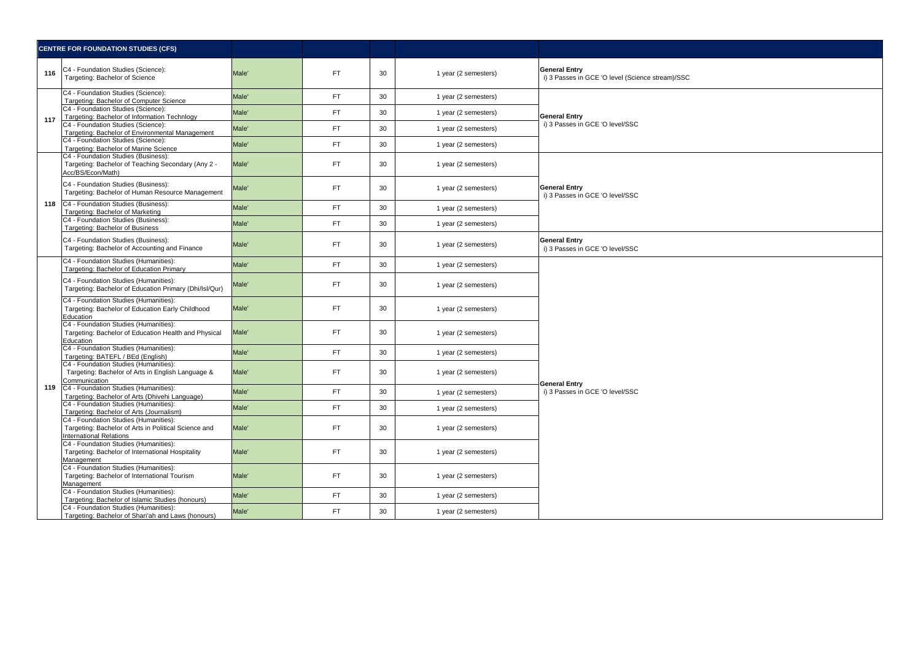| CENTRE FOR FOUNDATION STUDIES (CFS) | | | | | | |
|---|---|---|---|---|---|---|
| 116 | C4 - Foundation Studies (Science): Targeting: Bachelor of Science | Male' | FT | 30 | 1 year (2 semesters) | **General Entry** i) 3 Passes in GCE 'O level (Science stream)/SSC |
| 117 | C4 - Foundation Studies (Science): Targeting: Bachelor of Computer Science | Male' | FT | 30 | 1 year (2 semesters) | **General Entry** i) 3 Passes in GCE 'O level/SSC |
| | C4 - Foundation Studies (Science): Targeting: Bachelor of Information Technlogy | Male' | FT | 30 | 1 year (2 semesters) | |
| | C4 - Foundation Studies (Science): Targeting: Bachelor of Environmental Management | Male' | FT | 30 | 1 year (2 semesters) | |
| | C4 - Foundation Studies (Science): Targeting: Bachelor of Marine Science | Male' | FT | 30 | 1 year (2 semesters) | |
| 118 | C4 - Foundation Studies (Business): Targeting: Bachelor of Teaching Secondary (Any 2 - Acc/BS/Econ/Math) | Male' | FT | 30 | 1 year (2 semesters) | **General Entry** i) 3 Passes in GCE 'O level/SSC |
| | C4 - Foundation Studies (Business): Targeting: Bachelor of Human Resource Management | Male' | FT | 30 | 1 year (2 semesters) | |
| | C4 - Foundation Studies (Business): Targeting: Bachelor of Marketing | Male' | FT | 30 | 1 year (2 semesters) | |
| | C4 - Foundation Studies (Business): Targeting: Bachelor of Business | Male' | FT | 30 | 1 year (2 semesters) | |
| | C4 - Foundation Studies (Business): Targeting: Bachelor of Accounting and Finance | Male' | FT | 30 | 1 year (2 semesters) | **General Entry** i) 3 Passes in GCE 'O level/SSC |
| 119 | C4 - Foundation Studies (Humanities): Targeting: Bachelor of Education Primary | Male' | FT | 30 | 1 year (2 semesters) | **General Entry** i) 3 Passes in GCE 'O level/SSC |
| | C4 - Foundation Studies (Humanities): Targeting: Bachelor of Education Primary (Dhi/Isl/Qur) | Male' | FT | 30 | 1 year (2 semesters) | |
| | C4 - Foundation Studies (Humanities): Targeting: Bachelor of Education Early Childhood Education | Male' | FT | 30 | 1 year (2 semesters) | |
| | C4 - Foundation Studies (Humanities): Targeting: Bachelor of Education Health and Physical Education | Male' | FT | 30 | 1 year (2 semesters) | |
| | C4 - Foundation Studies (Humanities): Targeting: BATEFL / BEd (English) | Male' | FT | 30 | 1 year (2 semesters) | |
| | C4 - Foundation Studies (Humanities): Targeting: Bachelor of Arts in English Language & Communication | Male' | FT | 30 | 1 year (2 semesters) | |
| | C4 - Foundation Studies (Humanities): Targeting: Bachelor of Arts (Dhivehi Language) | Male' | FT | 30 | 1 year (2 semesters) | |
| | C4 - Foundation Studies (Humanities): Targeting: Bachelor of Arts (Journalism) | Male' | FT | 30 | 1 year (2 semesters) | |
| | C4 - Foundation Studies (Humanities): Targeting: Bachelor of Arts in Political Science and International Relations | Male' | FT | 30 | 1 year (2 semesters) | |
| | C4 - Foundation Studies (Humanities): Targeting: Bachelor of International Hospitality Management | Male' | FT | 30 | 1 year (2 semesters) | |
| | C4 - Foundation Studies (Humanities): Targeting: Bachelor of International Tourism Management | Male' | FT | 30 | 1 year (2 semesters) | |
| | C4 - Foundation Studies (Humanities): Targeting: Bachelor of Islamic Studies (honours) | Male' | FT | 30 | 1 year (2 semesters) | |
| | C4 - Foundation Studies (Humanities): Targeting: Bachelor of Shari'ah and Laws (honours) | Male' | FT | 30 | 1 year (2 semesters) | |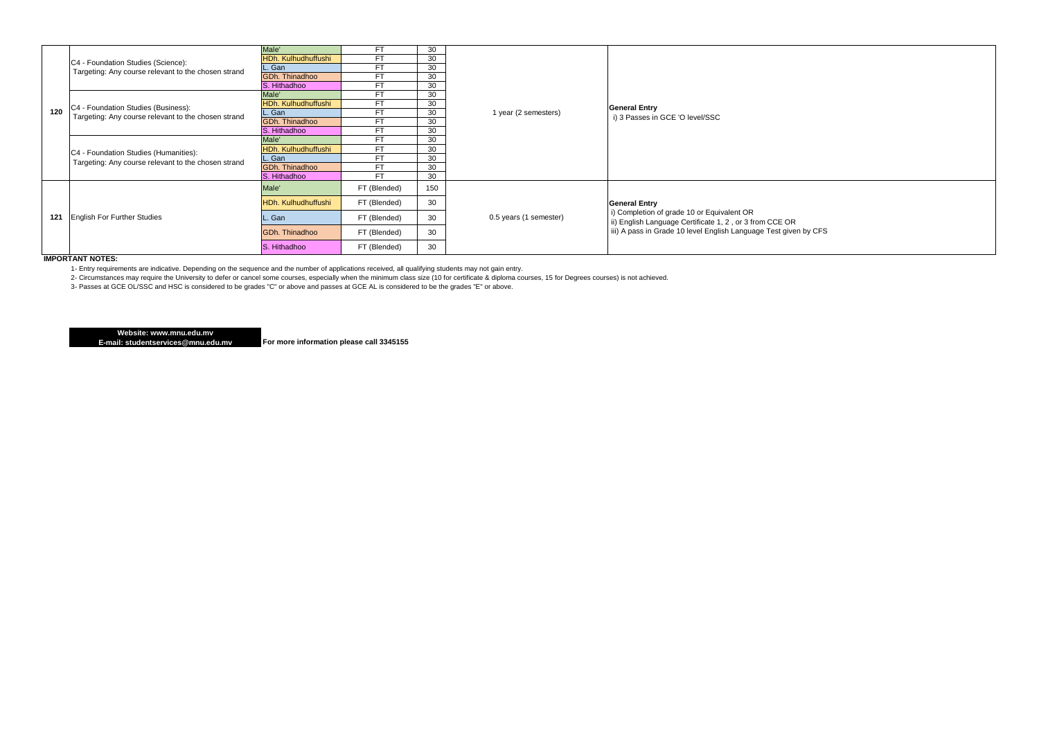| | | | | | | |
|---|---|---|---|---|---|---|
| 120 | C4 - Foundation Studies (Science):<br>Targeting: Any course relevant to the chosen strand | Male' | FT | 30 | 1 year (2 semesters) | **General Entry**<br>i) 3 Passes in GCE 'O level/SSC |
| | | HDh. Kulhudhuffushi | FT | 30 | | |
| | | L. Gan | FT | 30 | | |
| | | GDh. Thinadhoo | FT | 30 | | |
| | | S. Hithadhoo | FT | 30 | | |
| | C4 - Foundation Studies (Business):<br>Targeting: Any course relevant to the chosen strand | Male' | FT | 30 | | |
| | | HDh. Kulhudhuffushi | FT | 30 | | |
| | | L. Gan | FT | 30 | | |
| | | GDh. Thinadhoo | FT | 30 | | |
| | | S. Hithadhoo | FT | 30 | | |
| | C4 - Foundation Studies (Humanities):<br>Targeting: Any course relevant to the chosen strand | Male' | FT | 30 | | |
| | | HDh. Kulhudhuffushi | FT | 30 | | |
| | | L. Gan | FT | 30 | | |
| | | GDh. Thinadhoo | FT | 30 | | |
| | | S. Hithadhoo | FT | 30 | | |
| 121 | English For Further Studies | Male' | FT (Blended) | 150 | 0.5 years (1 semester) | **General Entry**<br>i) Completion of grade 10 or Equivalent OR<br>ii) English Language Certificate 1, 2 , or 3 from CCE OR<br>iii) A pass in Grade 10 level English Language Test given by CFS |
| | | HDh. Kulhudhuffushi | FT (Blended) | 30 | | |
| | | L. Gan | FT (Blended) | 30 | | |
| | | GDh. Thinadhoo | FT (Blended) | 30 | | |
| | | S. Hithadhoo | FT (Blended) | 30 | | |

**IMPORTANT NOTES:**

1- Entry requirements are indicative. Depending on the sequence and the number of applications received, all qualifying students may not gain entry.

2- Circumstances may require the University to defer or cancel some courses, especially when the minimum class size (10 for certificate & diploma courses, 15 for Degrees courses) is not achieved.

3- Passes at GCE OL/SSC and HSC is considered to be grades "C" or above and passes at GCE AL is considered to be the grades "E" or above.

**Website: www.mnu.edu.mv**
**E-mail: studentservices@mnu.edu.mv**

**For more information please call 3345155**